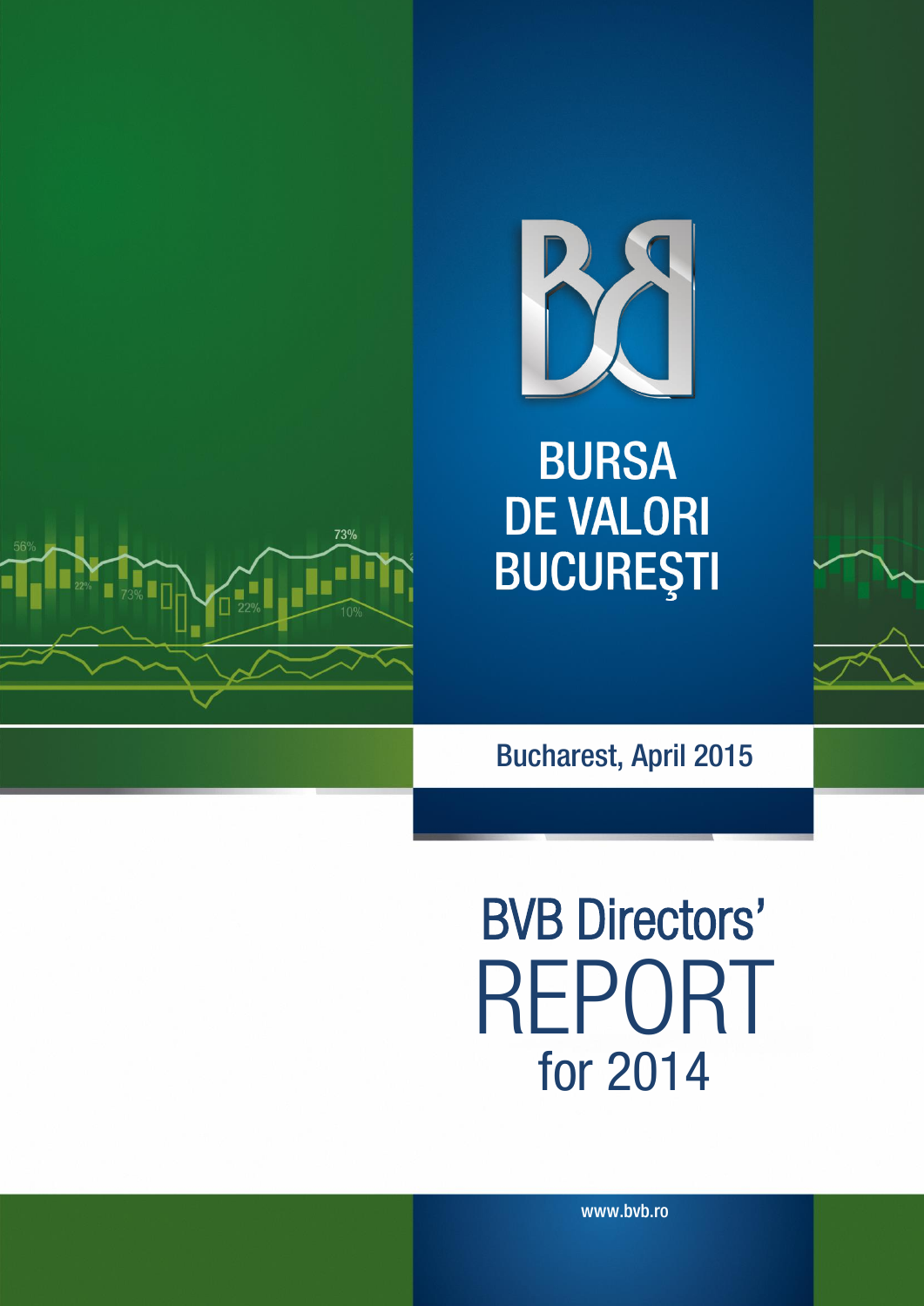BURSA DE VALORI BUCUREŞTI

Bucharest, April 2015

# BVB Directors' REPORT for 2014

www.bvb.ro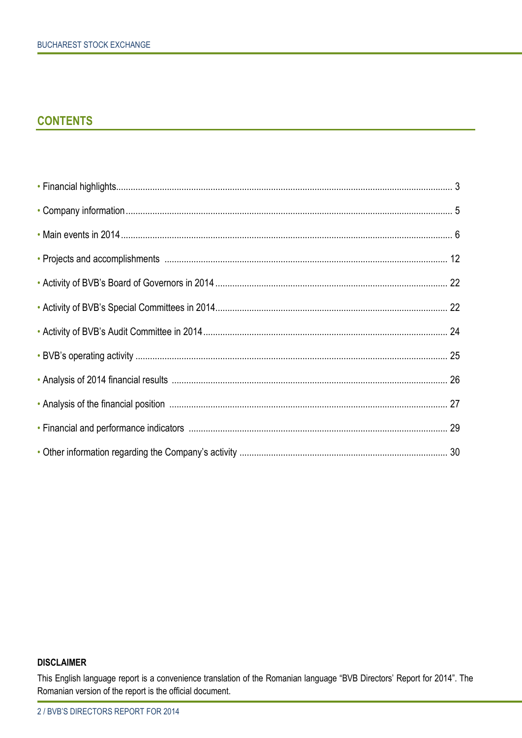## CONTENTS

- Financial highlights ... 3
- Company information ... 5
- Main events in 2014 ... 6
- Projects and accomplishments ... 12
- Activity of BVB's Board of Governors in 2014 ... 22
- Activity of BVB's Special Committees in 2014 ... 22
- Activity of BVB's Audit Committee in 2014 ... 24
- BVB's operating activity ... 25
- Analysis of 2014 financial results ... 26
- Analysis of the financial position ... 27
- Financial and performance indicators ... 29
- Other information regarding the Company's activity ... 30

**DISCLAIMER**

This English language report is a convenience translation of the Romanian language "BVB Directors' Report for 2014". The Romanian version of the report is the official document.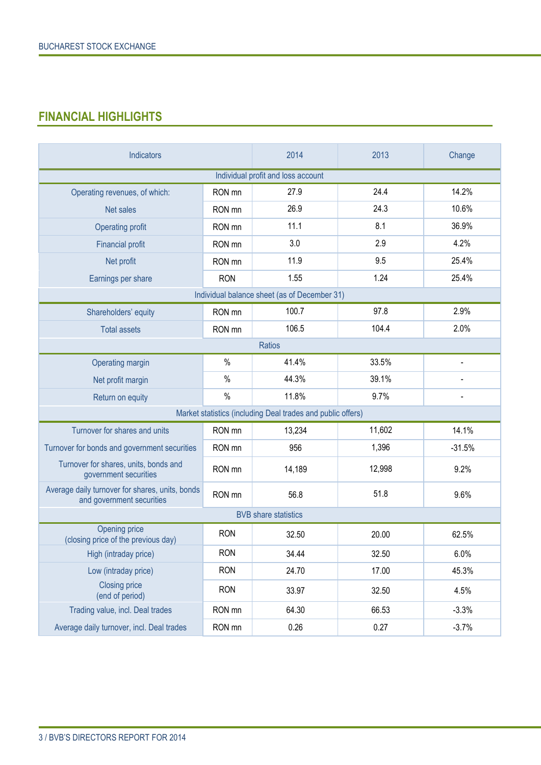## FINANCIAL HIGHLIGHTS

| Indicators | | 2014 | 2013 | Change |
|---|---|---|---|---|
| Individual profit and loss account | | | | |
| Operating revenues, of which: | RON mn | 27.9 | 24.4 | 14.2% |
| Net sales | RON mn | 26.9 | 24.3 | 10.6% |
| Operating profit | RON mn | 11.1 | 8.1 | 36.9% |
| Financial profit | RON mn | 3.0 | 2.9 | 4.2% |
| Net profit | RON mn | 11.9 | 9.5 | 25.4% |
| Earnings per share | RON | 1.55 | 1.24 | 25.4% |
| Individual balance sheet (as of December 31) | | | | |
| Shareholders' equity | RON mn | 100.7 | 97.8 | 2.9% |
| Total assets | RON mn | 106.5 | 104.4 | 2.0% |
| Ratios | | | | |
| Operating margin | % | 41.4% | 33.5% | - |
| Net profit margin | % | 44.3% | 39.1% | - |
| Return on equity | % | 11.8% | 9.7% | - |
| Market statistics (including Deal trades and public offers) | | | | |
| Turnover for shares and units | RON mn | 13,234 | 11,602 | 14.1% |
| Turnover for bonds and government securities | RON mn | 956 | 1,396 | -31.5% |
| Turnover for shares, units, bonds and government securities | RON mn | 14,189 | 12,998 | 9.2% |
| Average daily turnover for shares, units, bonds and government securities | RON mn | 56.8 | 51.8 | 9.6% |
| BVB share statistics | | | | |
| Opening price (closing price of the previous day) | RON | 32.50 | 20.00 | 62.5% |
| High (intraday price) | RON | 34.44 | 32.50 | 6.0% |
| Low (intraday price) | RON | 24.70 | 17.00 | 45.3% |
| Closing price (end of period) | RON | 33.97 | 32.50 | 4.5% |
| Trading value, incl. Deal trades | RON mn | 64.30 | 66.53 | -3.3% |
| Average daily turnover, incl. Deal trades | RON mn | 0.26 | 0.27 | -3.7% |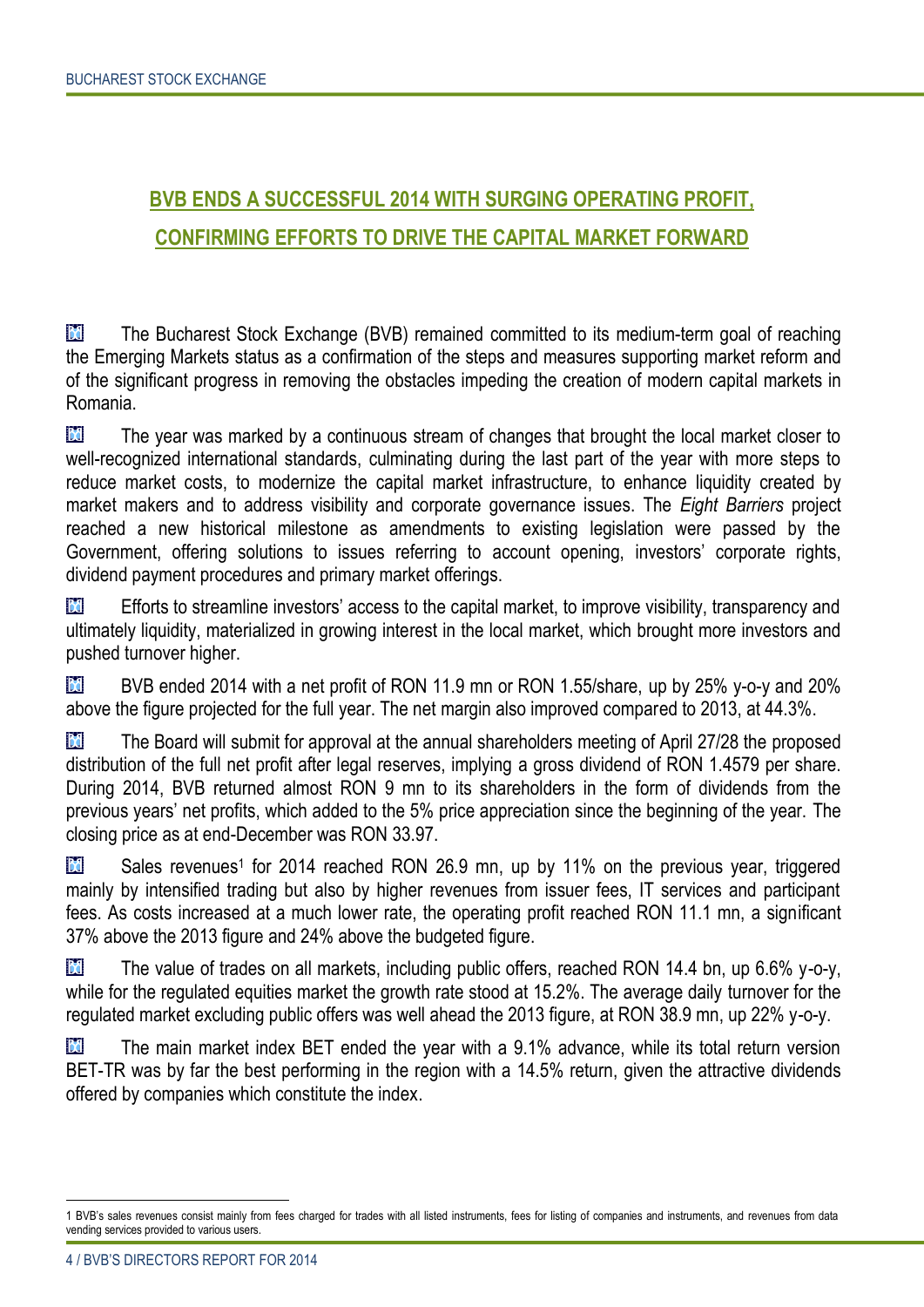## BVB ENDS A SUCCESSFUL 2014 WITH SURGING OPERATING PROFIT, CONFIRMING EFFORTS TO DRIVE THE CAPITAL MARKET FORWARD

- The Bucharest Stock Exchange (BVB) remained committed to its medium-term goal of reaching the Emerging Markets status as a confirmation of the steps and measures supporting market reform and of the significant progress in removing the obstacles impeding the creation of modern capital markets in Romania.
- The year was marked by a continuous stream of changes that brought the local market closer to well-recognized international standards, culminating during the last part of the year with more steps to reduce market costs, to modernize the capital market infrastructure, to enhance liquidity created by market makers and to address visibility and corporate governance issues. The *Eight Barriers* project reached a new historical milestone as amendments to existing legislation were passed by the Government, offering solutions to issues referring to account opening, investors' corporate rights, dividend payment procedures and primary market offerings.
- Efforts to streamline investors' access to the capital market, to improve visibility, transparency and ultimately liquidity, materialized in growing interest in the local market, which brought more investors and pushed turnover higher.
- BVB ended 2014 with a net profit of RON 11.9 mn or RON 1.55/share, up by 25% y-o-y and 20% above the figure projected for the full year. The net margin also improved compared to 2013, at 44.3%.
- The Board will submit for approval at the annual shareholders meeting of April 27/28 the proposed distribution of the full net profit after legal reserves, implying a gross dividend of RON 1.4579 per share. During 2014, BVB returned almost RON 9 mn to its shareholders in the form of dividends from the previous years' net profits, which added to the 5% price appreciation since the beginning of the year. The closing price as at end-December was RON 33.97.
- Sales revenues[1] for 2014 reached RON 26.9 mn, up by 11% on the previous year, triggered mainly by intensified trading but also by higher revenues from issuer fees, IT services and participant fees. As costs increased at a much lower rate, the operating profit reached RON 11.1 mn, a significant 37% above the 2013 figure and 24% above the budgeted figure.
- The value of trades on all markets, including public offers, reached RON 14.4 bn, up 6.6% y-o-y, while for the regulated equities market the growth rate stood at 15.2%. The average daily turnover for the regulated market excluding public offers was well ahead the 2013 figure, at RON 38.9 mn, up 22% y-o-y.
- The main market index BET ended the year with a 9.1% advance, while its total return version BET-TR was by far the best performing in the region with a 14.5% return, given the attractive dividends offered by companies which constitute the index.

---

[1] BVB's sales revenues consist mainly from fees charged for trades with all listed instruments, fees for listing of companies and instruments, and revenues from data vending services provided to various users.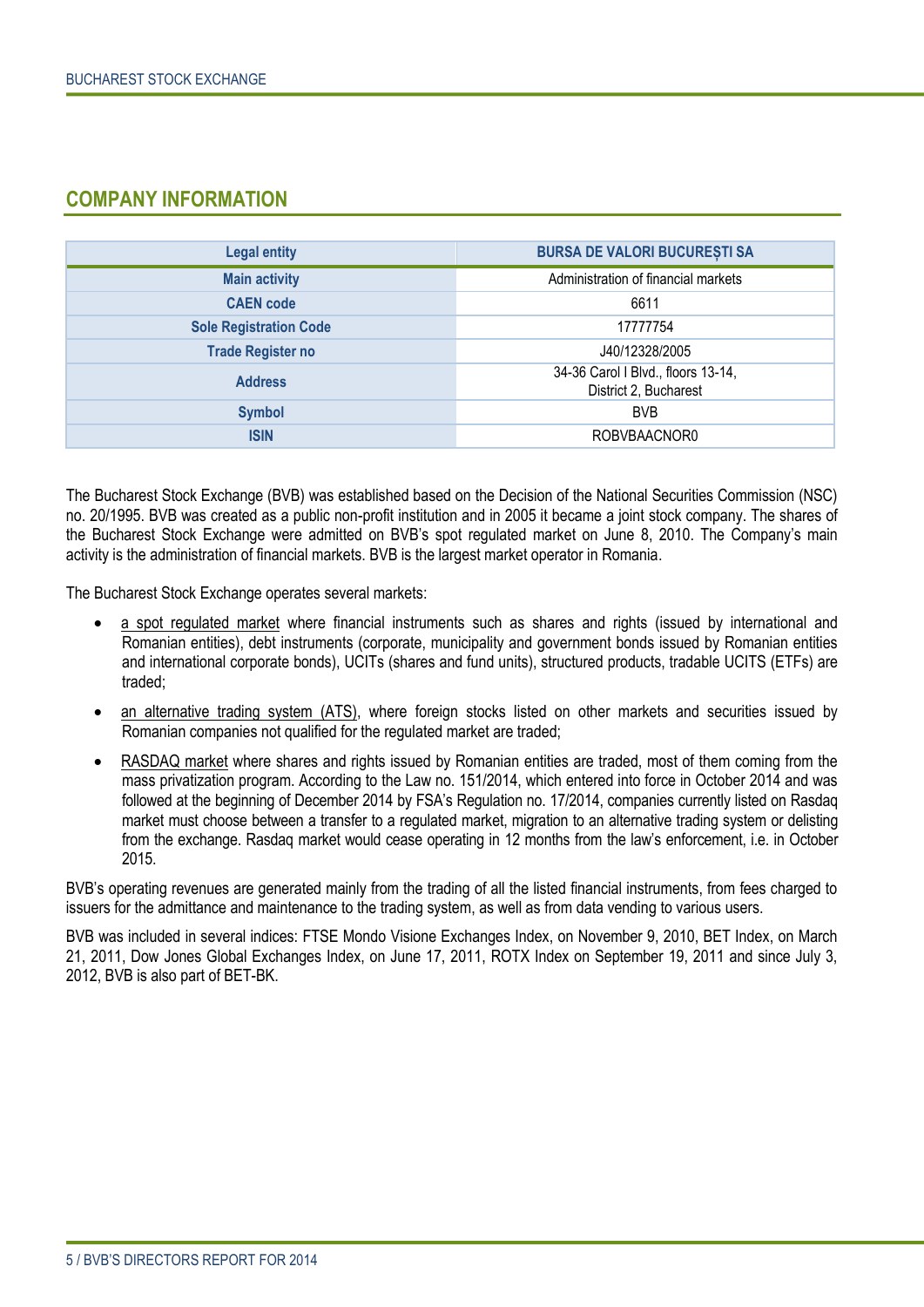## COMPANY INFORMATION

| Legal entity | BURSA DE VALORI BUCUREȘTI SA |
|---|---|
| Main activity | Administration of financial markets |
| CAEN code | 6611 |
| Sole Registration Code | 17777754 |
| Trade Register no | J40/12328/2005 |
| Address | 34-36 Carol I Blvd., floors 13-14, District 2, Bucharest |
| Symbol | BVB |
| ISIN | ROBVBAACNOR0 |

The Bucharest Stock Exchange (BVB) was established based on the Decision of the National Securities Commission (NSC) no. 20/1995. BVB was created as a public non-profit institution and in 2005 it became a joint stock company. The shares of the Bucharest Stock Exchange were admitted on BVB's spot regulated market on June 8, 2010. The Company's main activity is the administration of financial markets. BVB is the largest market operator in Romania.

The Bucharest Stock Exchange operates several markets:

- a spot regulated market where financial instruments such as shares and rights (issued by international and Romanian entities), debt instruments (corporate, municipality and government bonds issued by Romanian entities and international corporate bonds), UCITs (shares and fund units), structured products, tradable UCITS (ETFs) are traded;
- an alternative trading system (ATS), where foreign stocks listed on other markets and securities issued by Romanian companies not qualified for the regulated market are traded;
- RASDAQ market where shares and rights issued by Romanian entities are traded, most of them coming from the mass privatization program. According to the Law no. 151/2014, which entered into force in October 2014 and was followed at the beginning of December 2014 by FSA's Regulation no. 17/2014, companies currently listed on Rasdaq market must choose between a transfer to a regulated market, migration to an alternative trading system or delisting from the exchange. Rasdaq market would cease operating in 12 months from the law's enforcement, i.e. in October 2015.

BVB's operating revenues are generated mainly from the trading of all the listed financial instruments, from fees charged to issuers for the admittance and maintenance to the trading system, as well as from data vending to various users.

BVB was included in several indices: FTSE Mondo Visione Exchanges Index, on November 9, 2010, BET Index, on March 21, 2011, Dow Jones Global Exchanges Index, on June 17, 2011, ROTX Index on September 19, 2011 and since July 3, 2012, BVB is also part of BET-BK.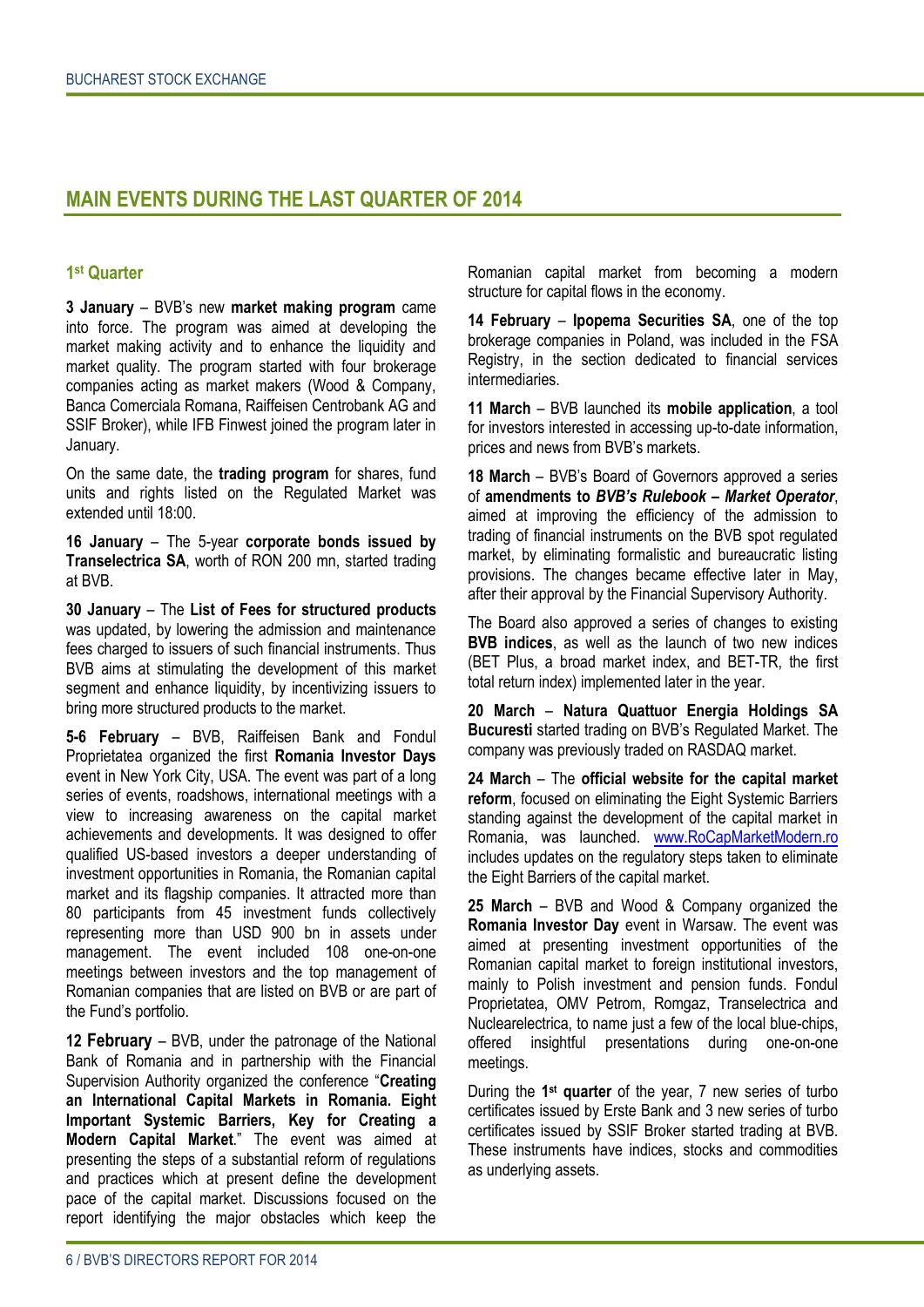## MAIN EVENTS DURING THE LAST QUARTER OF 2014

### 1st Quarter

**3 January** – BVB's new **market making program** came into force. The program was aimed at developing the market making activity and to enhance the liquidity and market quality. The program started with four brokerage companies acting as market makers (Wood & Company, Banca Comerciala Romana, Raiffeisen Centrobank AG and SSIF Broker), while IFB Finwest joined the program later in January.

On the same date, the **trading program** for shares, fund units and rights listed on the Regulated Market was extended until 18:00.

**16 January** – The 5-year **corporate bonds issued by Transelectrica SA**, worth of RON 200 mn, started trading at BVB.

**30 January** – The **List of Fees for structured products** was updated, by lowering the admission and maintenance fees charged to issuers of such financial instruments. Thus BVB aims at stimulating the development of this market segment and enhance liquidity, by incentivizing issuers to bring more structured products to the market.

**5-6 February** – BVB, Raiffeisen Bank and Fondul Proprietatea organized the first **Romania Investor Days** event in New York City, USA. The event was part of a long series of events, roadshows, international meetings with a view to increasing awareness on the capital market achievements and developments. It was designed to offer qualified US-based investors a deeper understanding of investment opportunities in Romania, the Romanian capital market and its flagship companies. It attracted more than 80 participants from 45 investment funds collectively representing more than USD 900 bn in assets under management. The event included 108 one-on-one meetings between investors and the top management of Romanian companies that are listed on BVB or are part of the Fund's portfolio.

**12 February** – BVB, under the patronage of the National Bank of Romania and in partnership with the Financial Supervision Authority organized the conference "**Creating an International Capital Markets in Romania. Eight Important Systemic Barriers, Key for Creating a Modern Capital Market**." The event was aimed at presenting the steps of a substantial reform of regulations and practices which at present define the development pace of the capital market. Discussions focused on the report identifying the major obstacles which keep the Romanian capital market from becoming a modern structure for capital flows in the economy.

**14 February** – **Ipopema Securities SA**, one of the top brokerage companies in Poland, was included in the FSA Registry, in the section dedicated to financial services intermediaries.

**11 March** – BVB launched its **mobile application**, a tool for investors interested in accessing up-to-date information, prices and news from BVB's markets.

**18 March** – BVB's Board of Governors approved a series of **amendments to *BVB's Rulebook – Market Operator***, aimed at improving the efficiency of the admission to trading of financial instruments on the BVB spot regulated market, by eliminating formalistic and bureaucratic listing provisions. The changes became effective later in May, after their approval by the Financial Supervisory Authority.

The Board also approved a series of changes to existing **BVB indices**, as well as the launch of two new indices (BET Plus, a broad market index, and BET-TR, the first total return index) implemented later in the year.

**20 March** – **Natura Quattuor Energia Holdings SA Bucuresti** started trading on BVB's Regulated Market. The company was previously traded on RASDAQ market.

**24 March** – The **official website for the capital market reform**, focused on eliminating the Eight Systemic Barriers standing against the development of the capital market in Romania, was launched. www.RoCapMarketModern.ro includes updates on the regulatory steps taken to eliminate the Eight Barriers of the capital market.

**25 March** – BVB and Wood & Company organized the **Romania Investor Day** event in Warsaw. The event was aimed at presenting investment opportunities of the Romanian capital market to foreign institutional investors, mainly to Polish investment and pension funds. Fondul Proprietatea, OMV Petrom, Romgaz, Transelectrica and Nuclearelectrica, to name just a few of the local blue-chips, offered insightful presentations during one-on-one meetings.

During the **1st quarter** of the year, 7 new series of turbo certificates issued by Erste Bank and 3 new series of turbo certificates issued by SSIF Broker started trading at BVB. These instruments have indices, stocks and commodities as underlying assets.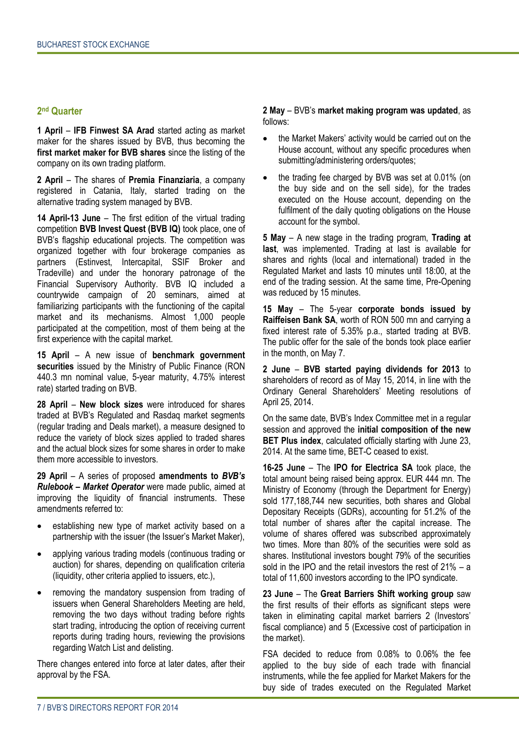## 2nd Quarter

**1 April** – **IFB Finwest SA Arad** started acting as market maker for the shares issued by BVB, thus becoming the **first market maker for BVB shares** since the listing of the company on its own trading platform.

**2 April** – The shares of **Premia Finanziaria**, a company registered in Catania, Italy, started trading on the alternative trading system managed by BVB.

**14 April-13 June** – The first edition of the virtual trading competition **BVB Invest Quest (BVB IQ)** took place, one of BVB's flagship educational projects. The competition was organized together with four brokerage companies as partners (Estinvest, Intercapital, SSIF Broker and Tradeville) and under the honorary patronage of the Financial Supervisory Authority. BVB IQ included a countrywide campaign of 20 seminars, aimed at familiarizing participants with the functioning of the capital market and its mechanisms. Almost 1,000 people participated at the competition, most of them being at the first experience with the capital market.

**15 April** – A new issue of **benchmark government securities** issued by the Ministry of Public Finance (RON 440.3 mn nominal value, 5-year maturity, 4.75% interest rate) started trading on BVB.

**28 April** – **New block sizes** were introduced for shares traded at BVB's Regulated and Rasdaq market segments (regular trading and Deals market), a measure designed to reduce the variety of block sizes applied to traded shares and the actual block sizes for some shares in order to make them more accessible to investors.

**29 April** – A series of proposed **amendments to *BVB's Rulebook – Market Operator*** were made public, aimed at improving the liquidity of financial instruments. These amendments referred to:

- establishing new type of market activity based on a partnership with the issuer (the Issuer's Market Maker),
- applying various trading models (continuous trading or auction) for shares, depending on qualification criteria (liquidity, other criteria applied to issuers, etc.),
- removing the mandatory suspension from trading of issuers when General Shareholders Meeting are held, removing the two days without trading before rights start trading, introducing the option of receiving current reports during trading hours, reviewing the provisions regarding Watch List and delisting.

There changes entered into force at later dates, after their approval by the FSA.

**2 May** – BVB's **market making program was updated**, as follows:

- the Market Makers' activity would be carried out on the House account, without any specific procedures when submitting/administering orders/quotes;
- the trading fee charged by BVB was set at 0.01% (on the buy side and on the sell side), for the trades executed on the House account, depending on the fulfilment of the daily quoting obligations on the House account for the symbol.

**5 May** – A new stage in the trading program, **Trading at last**, was implemented. Trading at last is available for shares and rights (local and international) traded in the Regulated Market and lasts 10 minutes until 18:00, at the end of the trading session. At the same time, Pre-Opening was reduced by 15 minutes.

**15 May** – The 5-year **corporate bonds issued by Raiffeisen Bank SA**, worth of RON 500 mn and carrying a fixed interest rate of 5.35% p.a., started trading at BVB. The public offer for the sale of the bonds took place earlier in the month, on May 7.

**2 June** – **BVB started paying dividends for 2013** to shareholders of record as of May 15, 2014, in line with the Ordinary General Shareholders' Meeting resolutions of April 25, 2014.

On the same date, BVB's Index Committee met in a regular session and approved the **initial composition of the new BET Plus index**, calculated officially starting with June 23, 2014. At the same time, BET-C ceased to exist.

**16-25 June** – The **IPO for Electrica SA** took place, the total amount being raised being approx. EUR 444 mn. The Ministry of Economy (through the Department for Energy) sold 177,188,744 new securities, both shares and Global Depositary Receipts (GDRs), accounting for 51.2% of the total number of shares after the capital increase. The volume of shares offered was subscribed approximately two times. More than 80% of the securities were sold as shares. Institutional investors bought 79% of the securities sold in the IPO and the retail investors the rest of 21% – a total of 11,600 investors according to the IPO syndicate.

**23 June** – The **Great Barriers Shift working group** saw the first results of their efforts as significant steps were taken in eliminating capital market barriers 2 (Investors' fiscal compliance) and 5 (Excessive cost of participation in the market).

FSA decided to reduce from 0.08% to 0.06% the fee applied to the buy side of each trade with financial instruments, while the fee applied for Market Makers for the buy side of trades executed on the Regulated Market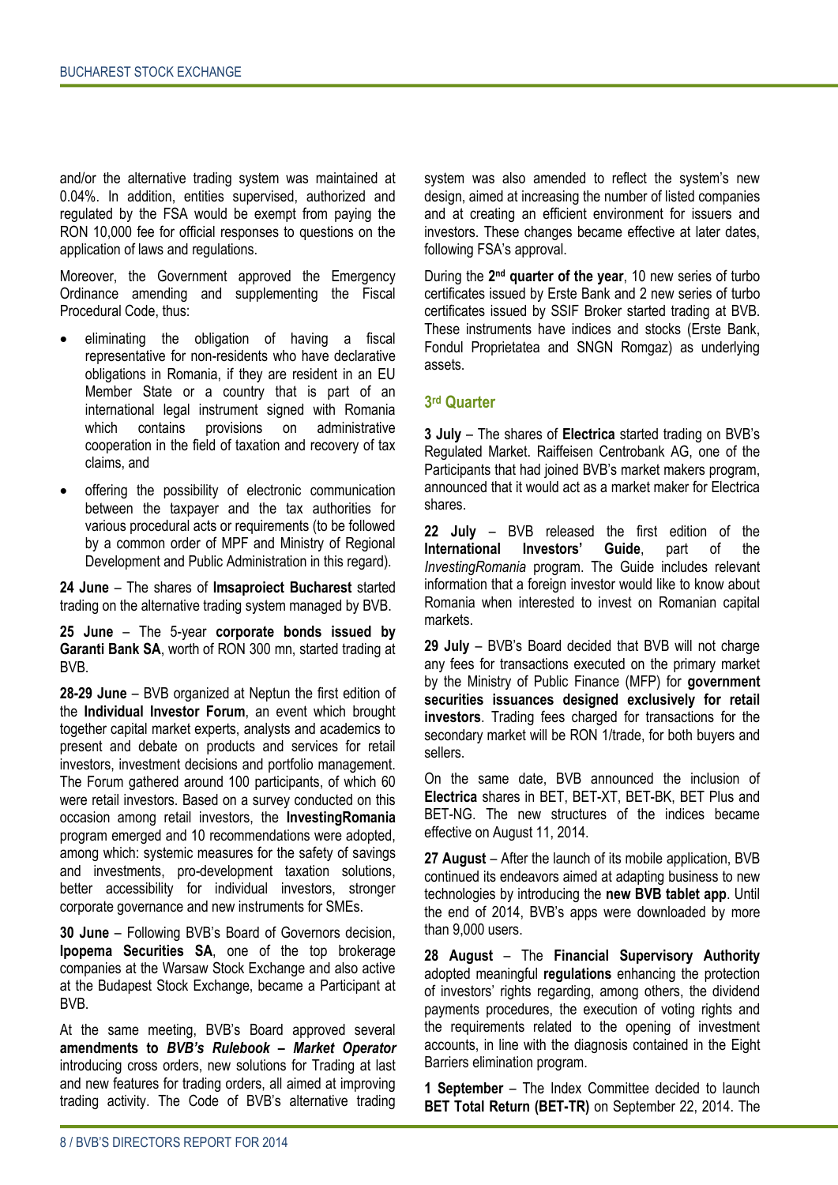and/or the alternative trading system was maintained at 0.04%. In addition, entities supervised, authorized and regulated by the FSA would be exempt from paying the RON 10,000 fee for official responses to questions on the application of laws and regulations.

Moreover, the Government approved the Emergency Ordinance amending and supplementing the Fiscal Procedural Code, thus:

- eliminating the obligation of having a fiscal representative for non-residents who have declarative obligations in Romania, if they are resident in an EU Member State or a country that is part of an international legal instrument signed with Romania which contains provisions on administrative cooperation in the field of taxation and recovery of tax claims, and
- offering the possibility of electronic communication between the taxpayer and the tax authorities for various procedural acts or requirements (to be followed by a common order of MPF and Ministry of Regional Development and Public Administration in this regard).

**24 June** – The shares of **Imsaproiect Bucharest** started trading on the alternative trading system managed by BVB.

**25 June** – The 5-year **corporate bonds issued by Garanti Bank SA**, worth of RON 300 mn, started trading at BVB.

**28-29 June** – BVB organized at Neptun the first edition of the **Individual Investor Forum**, an event which brought together capital market experts, analysts and academics to present and debate on products and services for retail investors, investment decisions and portfolio management. The Forum gathered around 100 participants, of which 60 were retail investors. Based on a survey conducted on this occasion among retail investors, the **InvestingRomania** program emerged and 10 recommendations were adopted, among which: systemic measures for the safety of savings and investments, pro-development taxation solutions, better accessibility for individual investors, stronger corporate governance and new instruments for SMEs.

**30 June** – Following BVB's Board of Governors decision, **Ipopema Securities SA**, one of the top brokerage companies at the Warsaw Stock Exchange and also active at the Budapest Stock Exchange, became a Participant at BVB.

At the same meeting, BVB's Board approved several **amendments to *BVB's Rulebook – Market Operator*** introducing cross orders, new solutions for Trading at last and new features for trading orders, all aimed at improving trading activity. The Code of BVB's alternative trading system was also amended to reflect the system's new design, aimed at increasing the number of listed companies and at creating an efficient environment for issuers and investors. These changes became effective at later dates, following FSA's approval.

During the **2nd quarter of the year**, 10 new series of turbo certificates issued by Erste Bank and 2 new series of turbo certificates issued by SSIF Broker started trading at BVB. These instruments have indices and stocks (Erste Bank, Fondul Proprietatea and SNGN Romgaz) as underlying assets.

### 3rd Quarter

**3 July** – The shares of **Electrica** started trading on BVB's Regulated Market. Raiffeisen Centrobank AG, one of the Participants that had joined BVB's market makers program, announced that it would act as a market maker for Electrica shares.

**22 July** – BVB released the first edition of the **International Investors' Guide**, part of the *InvestingRomania* program. The Guide includes relevant information that a foreign investor would like to know about Romania when interested to invest on Romanian capital markets.

**29 July** – BVB's Board decided that BVB will not charge any fees for transactions executed on the primary market by the Ministry of Public Finance (MFP) for **government securities issuances designed exclusively for retail investors**. Trading fees charged for transactions for the secondary market will be RON 1/trade, for both buyers and sellers.

On the same date, BVB announced the inclusion of **Electrica** shares in BET, BET-XT, BET-BK, BET Plus and BET-NG. The new structures of the indices became effective on August 11, 2014.

**27 August** – After the launch of its mobile application, BVB continued its endeavors aimed at adapting business to new technologies by introducing the **new BVB tablet app**. Until the end of 2014, BVB's apps were downloaded by more than 9,000 users.

**28 August** – The **Financial Supervisory Authority** adopted meaningful **regulations** enhancing the protection of investors' rights regarding, among others, the dividend payments procedures, the execution of voting rights and the requirements related to the opening of investment accounts, in line with the diagnosis contained in the Eight Barriers elimination program.

**1 September** – The Index Committee decided to launch **BET Total Return (BET-TR)** on September 22, 2014. The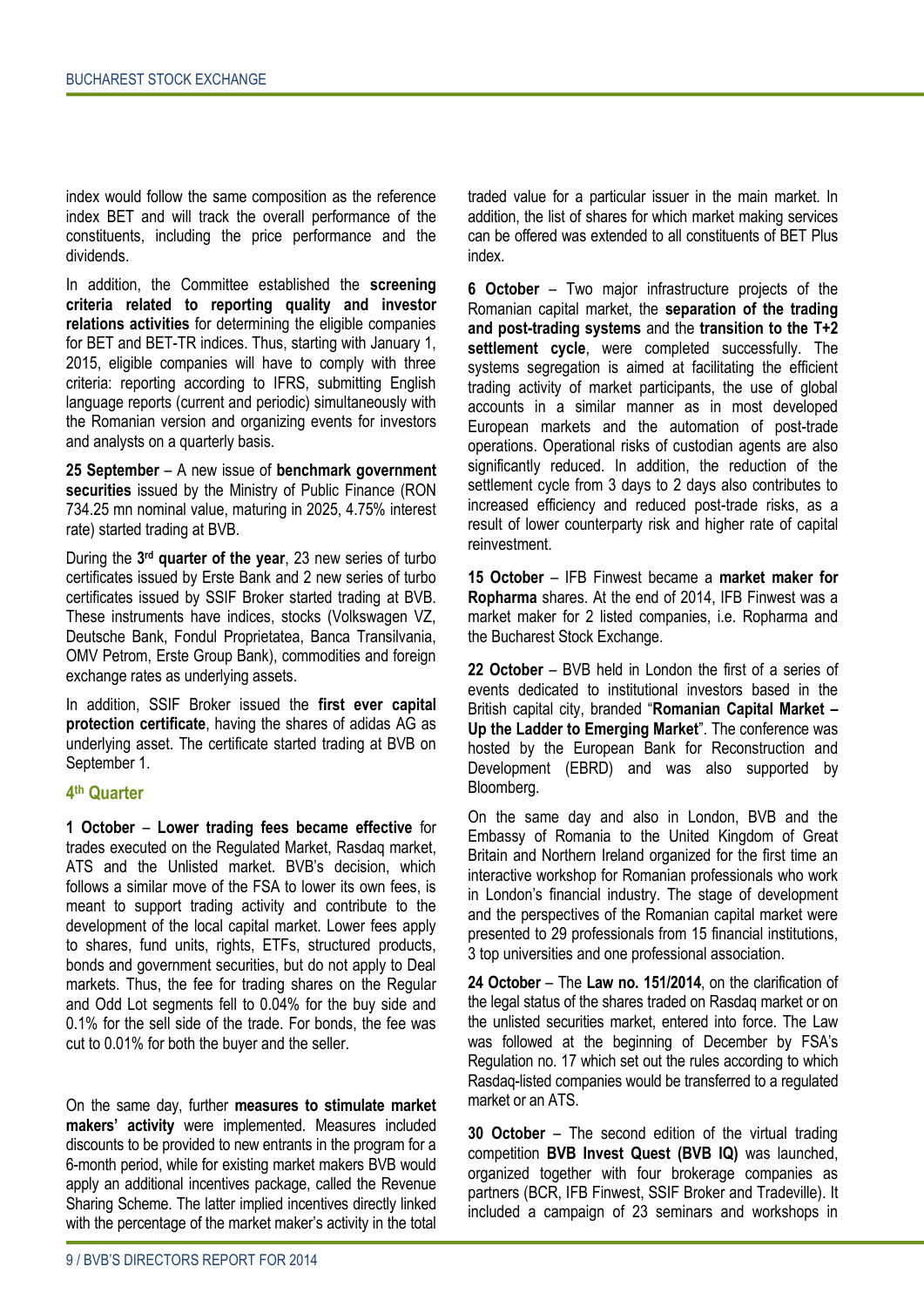index would follow the same composition as the reference index BET and will track the overall performance of the constituents, including the price performance and the dividends.

In addition, the Committee established the **screening criteria related to reporting quality and investor relations activities** for determining the eligible companies for BET and BET-TR indices. Thus, starting with January 1, 2015, eligible companies will have to comply with three criteria: reporting according to IFRS, submitting English language reports (current and periodic) simultaneously with the Romanian version and organizing events for investors and analysts on a quarterly basis.

**25 September** – A new issue of **benchmark government securities** issued by the Ministry of Public Finance (RON 734.25 mn nominal value, maturing in 2025, 4.75% interest rate) started trading at BVB.

During the **3rd quarter of the year**, 23 new series of turbo certificates issued by Erste Bank and 2 new series of turbo certificates issued by SSIF Broker started trading at BVB. These instruments have indices, stocks (Volkswagen VZ, Deutsche Bank, Fondul Proprietatea, Banca Transilvania, OMV Petrom, Erste Group Bank), commodities and foreign exchange rates as underlying assets.

In addition, SSIF Broker issued the **first ever capital protection certificate**, having the shares of adidas AG as underlying asset. The certificate started trading at BVB on September 1.

### 4th Quarter

**1 October** – **Lower trading fees became effective** for trades executed on the Regulated Market, Rasdaq market, ATS and the Unlisted market. BVB's decision, which follows a similar move of the FSA to lower its own fees, is meant to support trading activity and contribute to the development of the local capital market. Lower fees apply to shares, fund units, rights, ETFs, structured products, bonds and government securities, but do not apply to Deal markets. Thus, the fee for trading shares on the Regular and Odd Lot segments fell to 0.04% for the buy side and 0.1% for the sell side of the trade. For bonds, the fee was cut to 0.01% for both the buyer and the seller.

On the same day, further **measures to stimulate market makers' activity** were implemented. Measures included discounts to be provided to new entrants in the program for a 6-month period, while for existing market makers BVB would apply an additional incentives package, called the Revenue Sharing Scheme. The latter implied incentives directly linked with the percentage of the market maker's activity in the total traded value for a particular issuer in the main market. In addition, the list of shares for which market making services can be offered was extended to all constituents of BET Plus index.

**6 October** – Two major infrastructure projects of the Romanian capital market, the **separation of the trading and post-trading systems** and the **transition to the T+2 settlement cycle**, were completed successfully. The systems segregation is aimed at facilitating the efficient trading activity of market participants, the use of global accounts in a similar manner as in most developed European markets and the automation of post-trade operations. Operational risks of custodian agents are also significantly reduced. In addition, the reduction of the settlement cycle from 3 days to 2 days also contributes to increased efficiency and reduced post-trade risks, as a result of lower counterparty risk and higher rate of capital reinvestment.

**15 October** – IFB Finwest became a **market maker for Ropharma** shares. At the end of 2014, IFB Finwest was a market maker for 2 listed companies, i.e. Ropharma and the Bucharest Stock Exchange.

**22 October** – BVB held in London the first of a series of events dedicated to institutional investors based in the British capital city, branded "**Romanian Capital Market – Up the Ladder to Emerging Market**". The conference was hosted by the European Bank for Reconstruction and Development (EBRD) and was also supported by Bloomberg.

On the same day and also in London, BVB and the Embassy of Romania to the United Kingdom of Great Britain and Northern Ireland organized for the first time an interactive workshop for Romanian professionals who work in London's financial industry. The stage of development and the perspectives of the Romanian capital market were presented to 29 professionals from 15 financial institutions, 3 top universities and one professional association.

**24 October** – The **Law no. 151/2014**, on the clarification of the legal status of the shares traded on Rasdaq market or on the unlisted securities market, entered into force. The Law was followed at the beginning of December by FSA's Regulation no. 17 which set out the rules according to which Rasdaq-listed companies would be transferred to a regulated market or an ATS.

**30 October** – The second edition of the virtual trading competition **BVB Invest Quest (BVB IQ)** was launched, organized together with four brokerage companies as partners (BCR, IFB Finwest, SSIF Broker and Tradeville). It included a campaign of 23 seminars and workshops in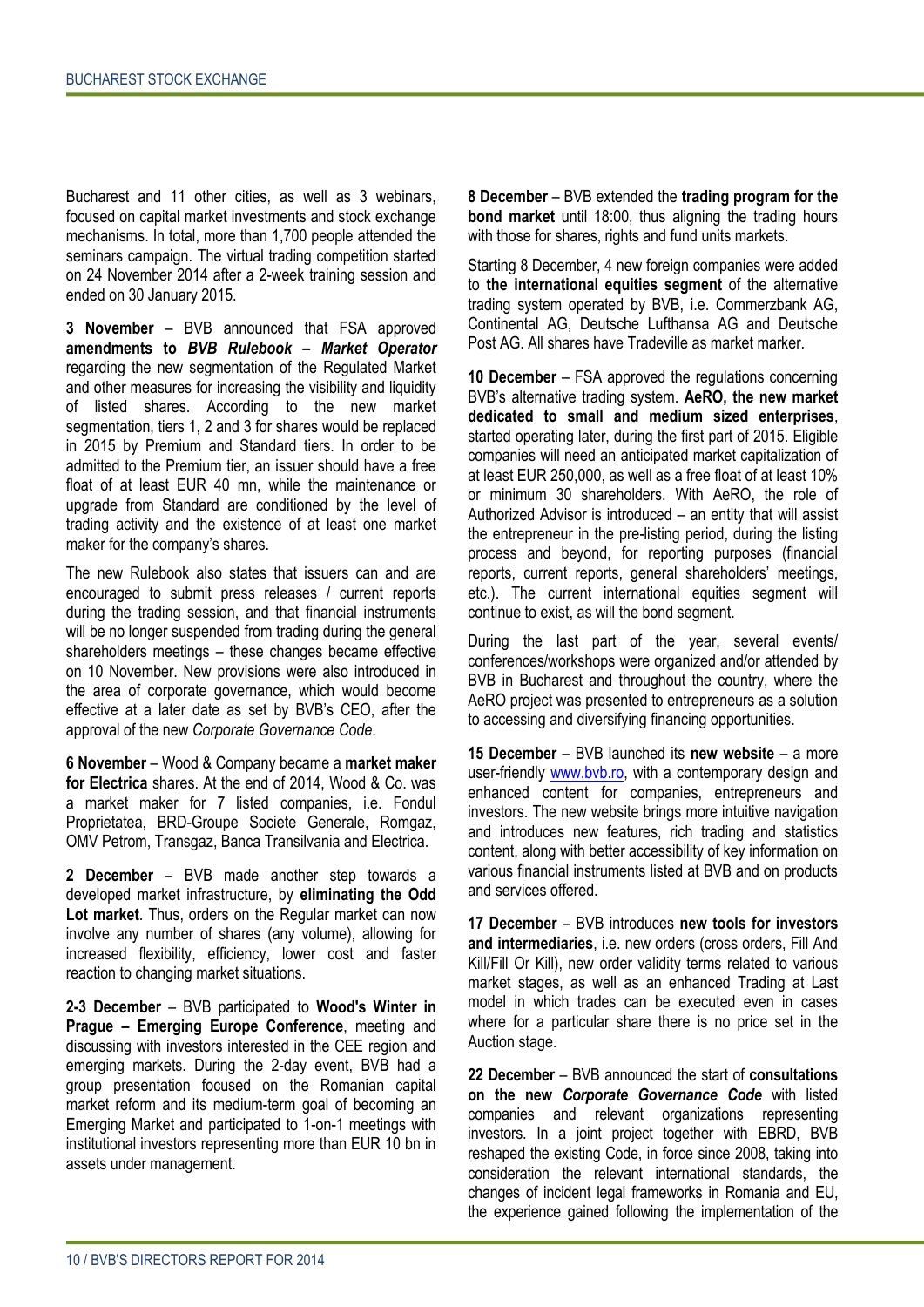Bucharest and 11 other cities, as well as 3 webinars, focused on capital market investments and stock exchange mechanisms. In total, more than 1,700 people attended the seminars campaign. The virtual trading competition started on 24 November 2014 after a 2-week training session and ended on 30 January 2015.

**3 November** – BVB announced that FSA approved **amendments to *BVB Rulebook – Market Operator*** regarding the new segmentation of the Regulated Market and other measures for increasing the visibility and liquidity of listed shares. According to the new market segmentation, tiers 1, 2 and 3 for shares would be replaced in 2015 by Premium and Standard tiers. In order to be admitted to the Premium tier, an issuer should have a free float of at least EUR 40 mn, while the maintenance or upgrade from Standard are conditioned by the level of trading activity and the existence of at least one market maker for the company's shares.

The new Rulebook also states that issuers can and are encouraged to submit press releases / current reports during the trading session, and that financial instruments will be no longer suspended from trading during the general shareholders meetings – these changes became effective on 10 November. New provisions were also introduced in the area of corporate governance, which would become effective at a later date as set by BVB's CEO, after the approval of the new *Corporate Governance Code*.

**6 November** – Wood & Company became a **market maker for Electrica** shares. At the end of 2014, Wood & Co. was a market maker for 7 listed companies, i.e. Fondul Proprietatea, BRD-Groupe Societe Generale, Romgaz, OMV Petrom, Transgaz, Banca Transilvania and Electrica.

**2 December** – BVB made another step towards a developed market infrastructure, by **eliminating the Odd Lot market**. Thus, orders on the Regular market can now involve any number of shares (any volume), allowing for increased flexibility, efficiency, lower cost and faster reaction to changing market situations.

**2-3 December** – BVB participated to **Wood's Winter in Prague – Emerging Europe Conference**, meeting and discussing with investors interested in the CEE region and emerging markets. During the 2-day event, BVB had a group presentation focused on the Romanian capital market reform and its medium-term goal of becoming an Emerging Market and participated to 1-on-1 meetings with institutional investors representing more than EUR 10 bn in assets under management.

**8 December** – BVB extended the **trading program for the bond market** until 18:00, thus aligning the trading hours with those for shares, rights and fund units markets.

Starting 8 December, 4 new foreign companies were added to **the international equities segment** of the alternative trading system operated by BVB, i.e. Commerzbank AG, Continental AG, Deutsche Lufthansa AG and Deutsche Post AG. All shares have Tradeville as market marker.

**10 December** – FSA approved the regulations concerning BVB's alternative trading system. **AeRO, the new market dedicated to small and medium sized enterprises**, started operating later, during the first part of 2015. Eligible companies will need an anticipated market capitalization of at least EUR 250,000, as well as a free float of at least 10% or minimum 30 shareholders. With AeRO, the role of Authorized Advisor is introduced – an entity that will assist the entrepreneur in the pre-listing period, during the listing process and beyond, for reporting purposes (financial reports, current reports, general shareholders' meetings, etc.). The current international equities segment will continue to exist, as will the bond segment.

During the last part of the year, several events/ conferences/workshops were organized and/or attended by BVB in Bucharest and throughout the country, where the AeRO project was presented to entrepreneurs as a solution to accessing and diversifying financing opportunities.

**15 December** – BVB launched its **new website** – a more user-friendly www.bvb.ro, with a contemporary design and enhanced content for companies, entrepreneurs and investors. The new website brings more intuitive navigation and introduces new features, rich trading and statistics content, along with better accessibility of key information on various financial instruments listed at BVB and on products and services offered.

**17 December** – BVB introduces **new tools for investors and intermediaries**, i.e. new orders (cross orders, Fill And Kill/Fill Or Kill), new order validity terms related to various market stages, as well as an enhanced Trading at Last model in which trades can be executed even in cases where for a particular share there is no price set in the Auction stage.

**22 December** – BVB announced the start of **consultations on the new *Corporate Governance Code*** with listed companies and relevant organizations representing investors. In a joint project together with EBRD, BVB reshaped the existing Code, in force since 2008, taking into consideration the relevant international standards, the changes of incident legal frameworks in Romania and EU, the experience gained following the implementation of the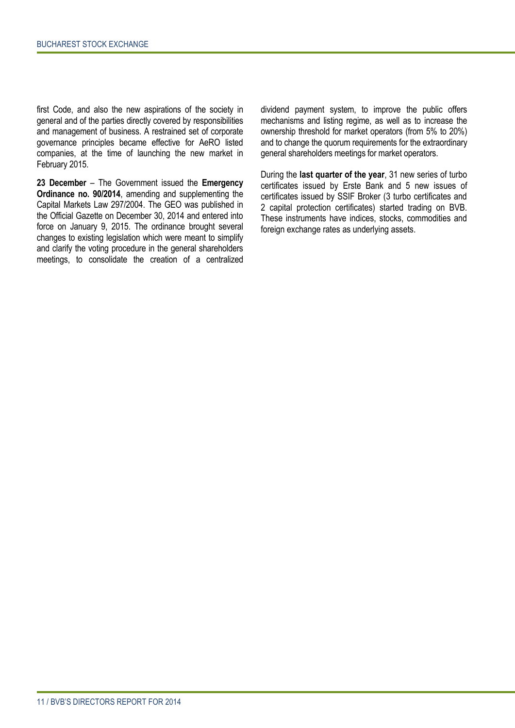first Code, and also the new aspirations of the society in general and of the parties directly covered by responsibilities and management of business. A restrained set of corporate governance principles became effective for AeRO listed companies, at the time of launching the new market in February 2015.

**23 December** – The Government issued the **Emergency Ordinance no. 90/2014**, amending and supplementing the Capital Markets Law 297/2004. The GEO was published in the Official Gazette on December 30, 2014 and entered into force on January 9, 2015. The ordinance brought several changes to existing legislation which were meant to simplify and clarify the voting procedure in the general shareholders meetings, to consolidate the creation of a centralized dividend payment system, to improve the public offers mechanisms and listing regime, as well as to increase the ownership threshold for market operators (from 5% to 20%) and to change the quorum requirements for the extraordinary general shareholders meetings for market operators.

During the **last quarter of the year**, 31 new series of turbo certificates issued by Erste Bank and 5 new issues of certificates issued by SSIF Broker (3 turbo certificates and 2 capital protection certificates) started trading on BVB. These instruments have indices, stocks, commodities and foreign exchange rates as underlying assets.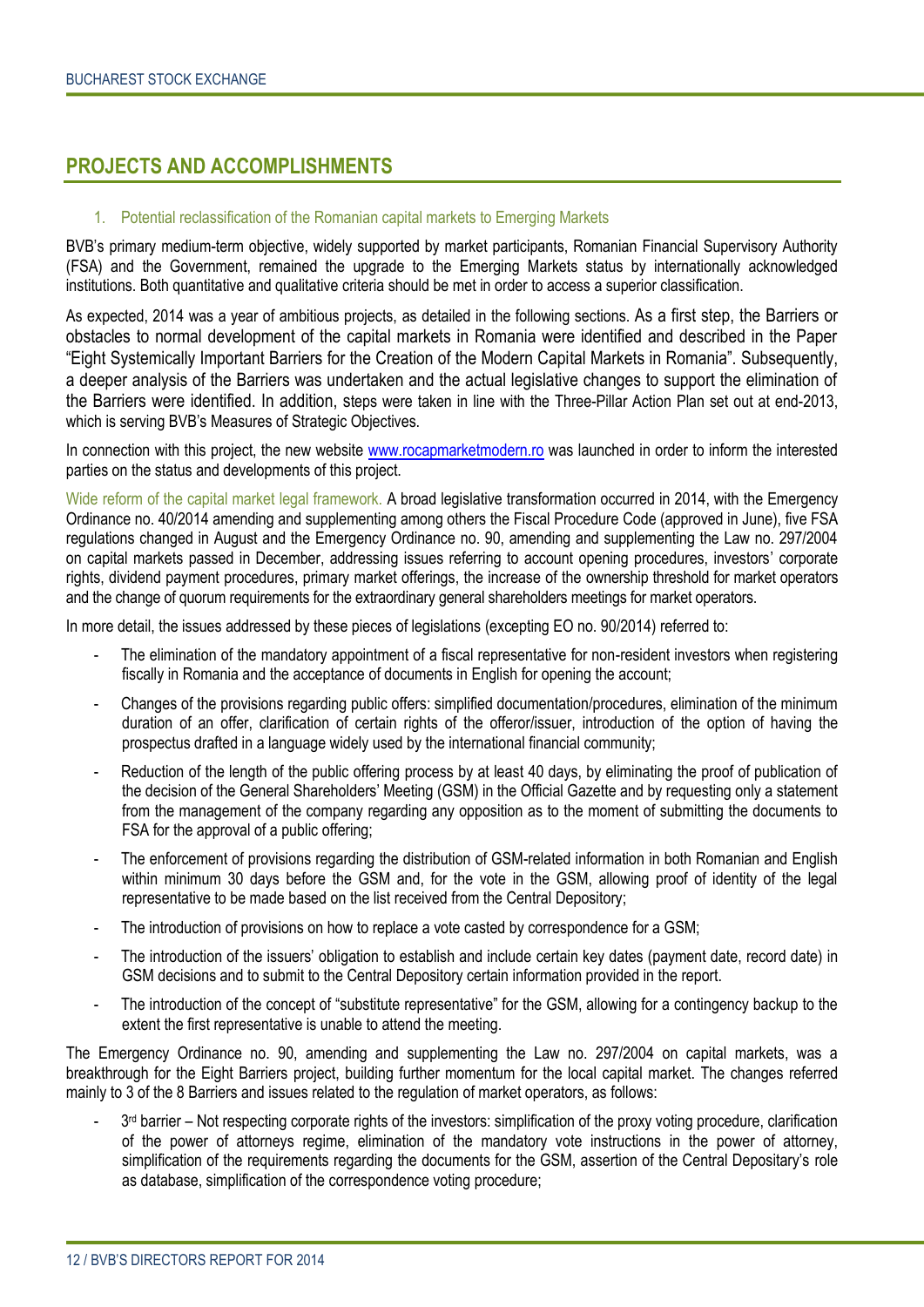## PROJECTS AND ACCOMPLISHMENTS

### 1. Potential reclassification of the Romanian capital markets to Emerging Markets

BVB's primary medium-term objective, widely supported by market participants, Romanian Financial Supervisory Authority (FSA) and the Government, remained the upgrade to the Emerging Markets status by internationally acknowledged institutions. Both quantitative and qualitative criteria should be met in order to access a superior classification.

As expected, 2014 was a year of ambitious projects, as detailed in the following sections. As a first step, the Barriers or obstacles to normal development of the capital markets in Romania were identified and described in the Paper "Eight Systemically Important Barriers for the Creation of the Modern Capital Markets in Romania". Subsequently, a deeper analysis of the Barriers was undertaken and the actual legislative changes to support the elimination of the Barriers were identified. In addition, steps were taken in line with the Three-Pillar Action Plan set out at end-2013, which is serving BVB's Measures of Strategic Objectives.

In connection with this project, the new website www.rocapmarketmodern.ro was launched in order to inform the interested parties on the status and developments of this project.

Wide reform of the capital market legal framework. A broad legislative transformation occurred in 2014, with the Emergency Ordinance no. 40/2014 amending and supplementing among others the Fiscal Procedure Code (approved in June), five FSA regulations changed in August and the Emergency Ordinance no. 90, amending and supplementing the Law no. 297/2004 on capital markets passed in December, addressing issues referring to account opening procedures, investors' corporate rights, dividend payment procedures, primary market offerings, the increase of the ownership threshold for market operators and the change of quorum requirements for the extraordinary general shareholders meetings for market operators.

In more detail, the issues addressed by these pieces of legislations (excepting EO no. 90/2014) referred to:

- The elimination of the mandatory appointment of a fiscal representative for non-resident investors when registering fiscally in Romania and the acceptance of documents in English for opening the account;
- Changes of the provisions regarding public offers: simplified documentation/procedures, elimination of the minimum duration of an offer, clarification of certain rights of the offeror/issuer, introduction of the option of having the prospectus drafted in a language widely used by the international financial community;
- Reduction of the length of the public offering process by at least 40 days, by eliminating the proof of publication of the decision of the General Shareholders' Meeting (GSM) in the Official Gazette and by requesting only a statement from the management of the company regarding any opposition as to the moment of submitting the documents to FSA for the approval of a public offering;
- The enforcement of provisions regarding the distribution of GSM-related information in both Romanian and English within minimum 30 days before the GSM and, for the vote in the GSM, allowing proof of identity of the legal representative to be made based on the list received from the Central Depository;
- The introduction of provisions on how to replace a vote casted by correspondence for a GSM;
- The introduction of the issuers' obligation to establish and include certain key dates (payment date, record date) in GSM decisions and to submit to the Central Depository certain information provided in the report.
- The introduction of the concept of "substitute representative" for the GSM, allowing for a contingency backup to the extent the first representative is unable to attend the meeting.

The Emergency Ordinance no. 90, amending and supplementing the Law no. 297/2004 on capital markets, was a breakthrough for the Eight Barriers project, building further momentum for the local capital market. The changes referred mainly to 3 of the 8 Barriers and issues related to the regulation of market operators, as follows:

- 3rd barrier – Not respecting corporate rights of the investors: simplification of the proxy voting procedure, clarification of the power of attorneys regime, elimination of the mandatory vote instructions in the power of attorney, simplification of the requirements regarding the documents for the GSM, assertion of the Central Depositary's role as database, simplification of the correspondence voting procedure;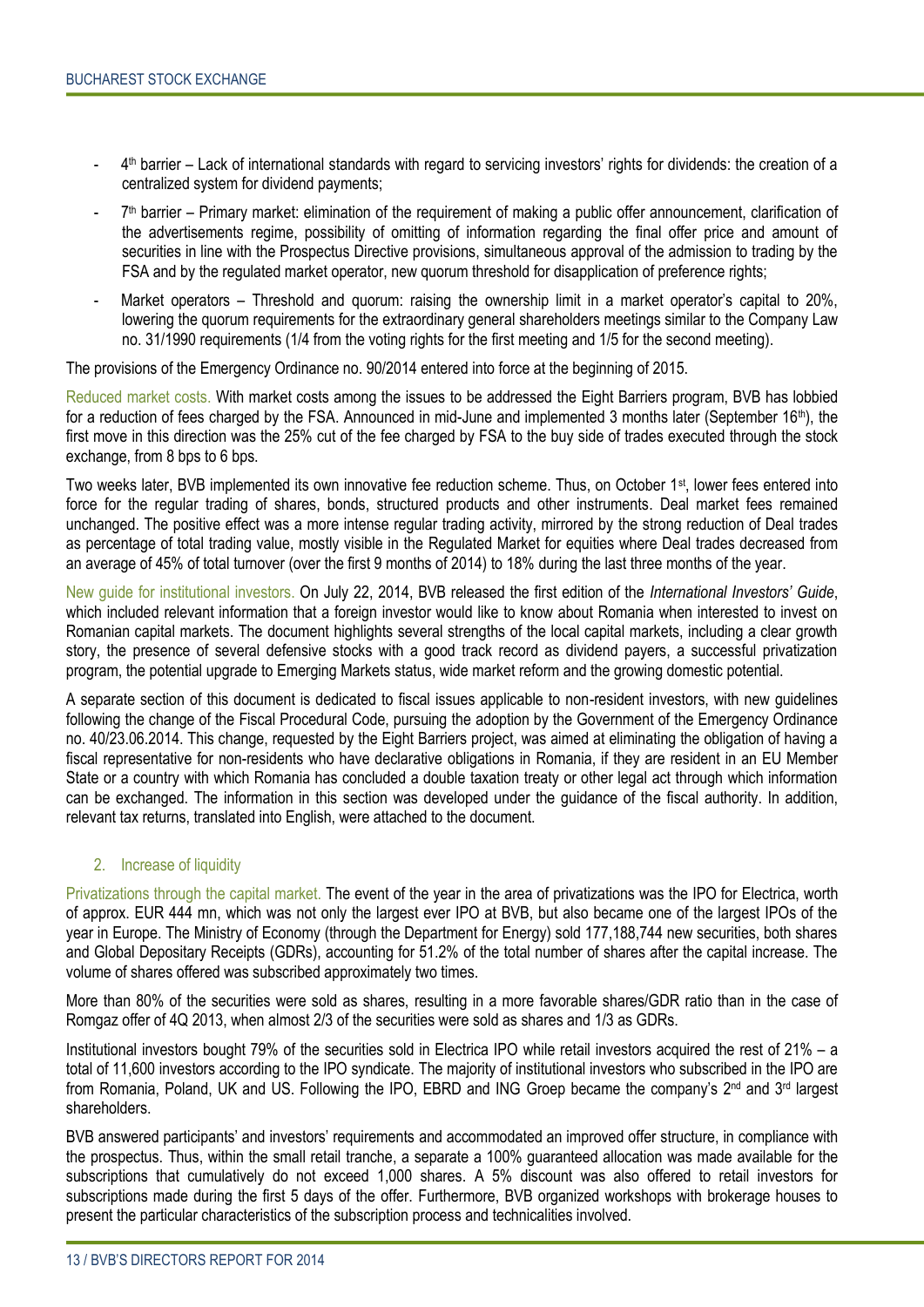- 4th barrier – Lack of international standards with regard to servicing investors' rights for dividends: the creation of a centralized system for dividend payments;
- 7th barrier – Primary market: elimination of the requirement of making a public offer announcement, clarification of the advertisements regime, possibility of omitting of information regarding the final offer price and amount of securities in line with the Prospectus Directive provisions, simultaneous approval of the admission to trading by the FSA and by the regulated market operator, new quorum threshold for disapplication of preference rights;
- Market operators – Threshold and quorum: raising the ownership limit in a market operator's capital to 20%, lowering the quorum requirements for the extraordinary general shareholders meetings similar to the Company Law no. 31/1990 requirements (1/4 from the voting rights for the first meeting and 1/5 for the second meeting).

The provisions of the Emergency Ordinance no. 90/2014 entered into force at the beginning of 2015.

Reduced market costs. With market costs among the issues to be addressed the Eight Barriers program, BVB has lobbied for a reduction of fees charged by the FSA. Announced in mid-June and implemented 3 months later (September 16th), the first move in this direction was the 25% cut of the fee charged by FSA to the buy side of trades executed through the stock exchange, from 8 bps to 6 bps.

Two weeks later, BVB implemented its own innovative fee reduction scheme. Thus, on October 1st, lower fees entered into force for the regular trading of shares, bonds, structured products and other instruments. Deal market fees remained unchanged. The positive effect was a more intense regular trading activity, mirrored by the strong reduction of Deal trades as percentage of total trading value, mostly visible in the Regulated Market for equities where Deal trades decreased from an average of 45% of total turnover (over the first 9 months of 2014) to 18% during the last three months of the year.

New guide for institutional investors. On July 22, 2014, BVB released the first edition of the *International Investors' Guide*, which included relevant information that a foreign investor would like to know about Romania when interested to invest on Romanian capital markets. The document highlights several strengths of the local capital markets, including a clear growth story, the presence of several defensive stocks with a good track record as dividend payers, a successful privatization program, the potential upgrade to Emerging Markets status, wide market reform and the growing domestic potential.

A separate section of this document is dedicated to fiscal issues applicable to non-resident investors, with new guidelines following the change of the Fiscal Procedural Code, pursuing the adoption by the Government of the Emergency Ordinance no. 40/23.06.2014. This change, requested by the Eight Barriers project, was aimed at eliminating the obligation of having a fiscal representative for non-residents who have declarative obligations in Romania, if they are resident in an EU Member State or a country with which Romania has concluded a double taxation treaty or other legal act through which information can be exchanged. The information in this section was developed under the guidance of the fiscal authority. In addition, relevant tax returns, translated into English, were attached to the document.

## 2. Increase of liquidity

Privatizations through the capital market. The event of the year in the area of privatizations was the IPO for Electrica, worth of approx. EUR 444 mn, which was not only the largest ever IPO at BVB, but also became one of the largest IPOs of the year in Europe. The Ministry of Economy (through the Department for Energy) sold 177,188,744 new securities, both shares and Global Depositary Receipts (GDRs), accounting for 51.2% of the total number of shares after the capital increase. The volume of shares offered was subscribed approximately two times.

More than 80% of the securities were sold as shares, resulting in a more favorable shares/GDR ratio than in the case of Romgaz offer of 4Q 2013, when almost 2/3 of the securities were sold as shares and 1/3 as GDRs.

Institutional investors bought 79% of the securities sold in Electrica IPO while retail investors acquired the rest of 21% – a total of 11,600 investors according to the IPO syndicate. The majority of institutional investors who subscribed in the IPO are from Romania, Poland, UK and US. Following the IPO, EBRD and ING Groep became the company's 2nd and 3rd largest shareholders.

BVB answered participants' and investors' requirements and accommodated an improved offer structure, in compliance with the prospectus. Thus, within the small retail tranche, a separate a 100% guaranteed allocation was made available for the subscriptions that cumulatively do not exceed 1,000 shares. A 5% discount was also offered to retail investors for subscriptions made during the first 5 days of the offer. Furthermore, BVB organized workshops with brokerage houses to present the particular characteristics of the subscription process and technicalities involved.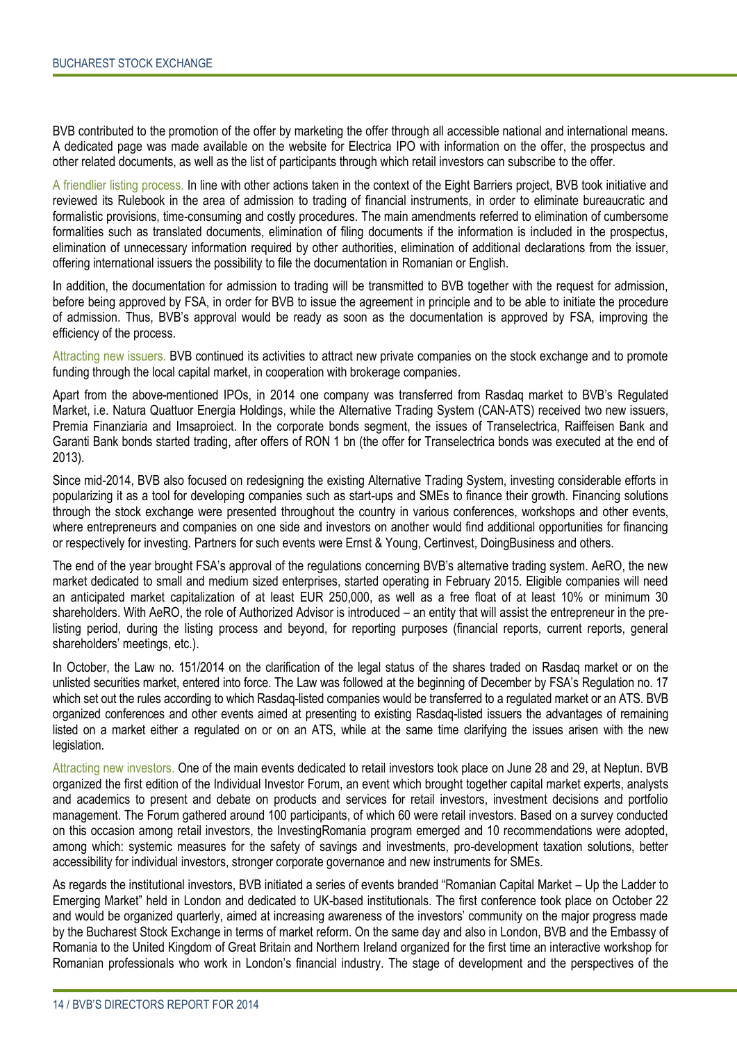BVB contributed to the promotion of the offer by marketing the offer through all accessible national and international means. A dedicated page was made available on the website for Electrica IPO with information on the offer, the prospectus and other related documents, as well as the list of participants through which retail investors can subscribe to the offer.

A friendlier listing process. In line with other actions taken in the context of the Eight Barriers project, BVB took initiative and reviewed its Rulebook in the area of admission to trading of financial instruments, in order to eliminate bureaucratic and formalistic provisions, time-consuming and costly procedures. The main amendments referred to elimination of cumbersome formalities such as translated documents, elimination of filing documents if the information is included in the prospectus, elimination of unnecessary information required by other authorities, elimination of additional declarations from the issuer, offering international issuers the possibility to file the documentation in Romanian or English.

In addition, the documentation for admission to trading will be transmitted to BVB together with the request for admission, before being approved by FSA, in order for BVB to issue the agreement in principle and to be able to initiate the procedure of admission. Thus, BVB's approval would be ready as soon as the documentation is approved by FSA, improving the efficiency of the process.

Attracting new issuers. BVB continued its activities to attract new private companies on the stock exchange and to promote funding through the local capital market, in cooperation with brokerage companies.

Apart from the above-mentioned IPOs, in 2014 one company was transferred from Rasdaq market to BVB's Regulated Market, i.e. Natura Quattuor Energia Holdings, while the Alternative Trading System (CAN-ATS) received two new issuers, Premia Finanziaria and Imsaproiect. In the corporate bonds segment, the issues of Transelectrica, Raiffeisen Bank and Garanti Bank bonds started trading, after offers of RON 1 bn (the offer for Transelectrica bonds was executed at the end of 2013).

Since mid-2014, BVB also focused on redesigning the existing Alternative Trading System, investing considerable efforts in popularizing it as a tool for developing companies such as start-ups and SMEs to finance their growth. Financing solutions through the stock exchange were presented throughout the country in various conferences, workshops and other events, where entrepreneurs and companies on one side and investors on another would find additional opportunities for financing or respectively for investing. Partners for such events were Ernst & Young, Certinvest, DoingBusiness and others.

The end of the year brought FSA's approval of the regulations concerning BVB's alternative trading system. AeRO, the new market dedicated to small and medium sized enterprises, started operating in February 2015. Eligible companies will need an anticipated market capitalization of at least EUR 250,000, as well as a free float of at least 10% or minimum 30 shareholders. With AeRO, the role of Authorized Advisor is introduced – an entity that will assist the entrepreneur in the pre-listing period, during the listing process and beyond, for reporting purposes (financial reports, current reports, general shareholders' meetings, etc.).

In October, the Law no. 151/2014 on the clarification of the legal status of the shares traded on Rasdaq market or on the unlisted securities market, entered into force. The Law was followed at the beginning of December by FSA's Regulation no. 17 which set out the rules according to which Rasdaq-listed companies would be transferred to a regulated market or an ATS. BVB organized conferences and other events aimed at presenting to existing Rasdaq-listed issuers the advantages of remaining listed on a market either a regulated on or on an ATS, while at the same time clarifying the issues arisen with the new legislation.

Attracting new investors. One of the main events dedicated to retail investors took place on June 28 and 29, at Neptun. BVB organized the first edition of the Individual Investor Forum, an event which brought together capital market experts, analysts and academics to present and debate on products and services for retail investors, investment decisions and portfolio management. The Forum gathered around 100 participants, of which 60 were retail investors. Based on a survey conducted on this occasion among retail investors, the InvestingRomania program emerged and 10 recommendations were adopted, among which: systemic measures for the safety of savings and investments, pro-development taxation solutions, better accessibility for individual investors, stronger corporate governance and new instruments for SMEs.

As regards the institutional investors, BVB initiated a series of events branded "Romanian Capital Market – Up the Ladder to Emerging Market" held in London and dedicated to UK-based institutionals. The first conference took place on October 22 and would be organized quarterly, aimed at increasing awareness of the investors' community on the major progress made by the Bucharest Stock Exchange in terms of market reform. On the same day and also in London, BVB and the Embassy of Romania to the United Kingdom of Great Britain and Northern Ireland organized for the first time an interactive workshop for Romanian professionals who work in London's financial industry. The stage of development and the perspectives of the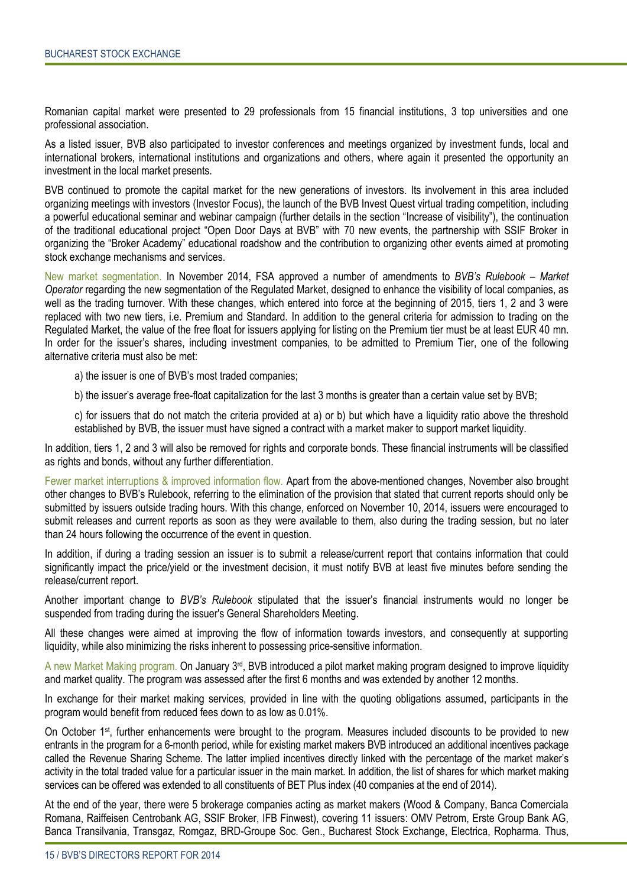Romanian capital market were presented to 29 professionals from 15 financial institutions, 3 top universities and one professional association.

As a listed issuer, BVB also participated to investor conferences and meetings organized by investment funds, local and international brokers, international institutions and organizations and others, where again it presented the opportunity an investment in the local market presents.

BVB continued to promote the capital market for the new generations of investors. Its involvement in this area included organizing meetings with investors (Investor Focus), the launch of the BVB Invest Quest virtual trading competition, including a powerful educational seminar and webinar campaign (further details in the section "Increase of visibility"), the continuation of the traditional educational project "Open Door Days at BVB" with 70 new events, the partnership with SSIF Broker in organizing the "Broker Academy" educational roadshow and the contribution to organizing other events aimed at promoting stock exchange mechanisms and services.

New market segmentation. In November 2014, FSA approved a number of amendments to *BVB's Rulebook – Market Operator* regarding the new segmentation of the Regulated Market, designed to enhance the visibility of local companies, as well as the trading turnover. With these changes, which entered into force at the beginning of 2015, tiers 1, 2 and 3 were replaced with two new tiers, i.e. Premium and Standard. In addition to the general criteria for admission to trading on the Regulated Market, the value of the free float for issuers applying for listing on the Premium tier must be at least EUR 40 mn. In order for the issuer's shares, including investment companies, to be admitted to Premium Tier, one of the following alternative criteria must also be met:

a) the issuer is one of BVB's most traded companies;

b) the issuer's average free-float capitalization for the last 3 months is greater than a certain value set by BVB;

c) for issuers that do not match the criteria provided at a) or b) but which have a liquidity ratio above the threshold established by BVB, the issuer must have signed a contract with a market maker to support market liquidity.

In addition, tiers 1, 2 and 3 will also be removed for rights and corporate bonds. These financial instruments will be classified as rights and bonds, without any further differentiation.

Fewer market interruptions & improved information flow. Apart from the above-mentioned changes, November also brought other changes to BVB's Rulebook, referring to the elimination of the provision that stated that current reports should only be submitted by issuers outside trading hours. With this change, enforced on November 10, 2014, issuers were encouraged to submit releases and current reports as soon as they were available to them, also during the trading session, but no later than 24 hours following the occurrence of the event in question.

In addition, if during a trading session an issuer is to submit a release/current report that contains information that could significantly impact the price/yield or the investment decision, it must notify BVB at least five minutes before sending the release/current report.

Another important change to *BVB's Rulebook* stipulated that the issuer's financial instruments would no longer be suspended from trading during the issuer's General Shareholders Meeting.

All these changes were aimed at improving the flow of information towards investors, and consequently at supporting liquidity, while also minimizing the risks inherent to possessing price-sensitive information.

A new Market Making program. On January 3rd, BVB introduced a pilot market making program designed to improve liquidity and market quality. The program was assessed after the first 6 months and was extended by another 12 months.

In exchange for their market making services, provided in line with the quoting obligations assumed, participants in the program would benefit from reduced fees down to as low as 0.01%.

On October 1st, further enhancements were brought to the program. Measures included discounts to be provided to new entrants in the program for a 6-month period, while for existing market makers BVB introduced an additional incentives package called the Revenue Sharing Scheme. The latter implied incentives directly linked with the percentage of the market maker's activity in the total traded value for a particular issuer in the main market. In addition, the list of shares for which market making services can be offered was extended to all constituents of BET Plus index (40 companies at the end of 2014).

At the end of the year, there were 5 brokerage companies acting as market makers (Wood & Company, Banca Comerciala Romana, Raiffeisen Centrobank AG, SSIF Broker, IFB Finwest), covering 11 issuers: OMV Petrom, Erste Group Bank AG, Banca Transilvania, Transgaz, Romgaz, BRD-Groupe Soc. Gen., Bucharest Stock Exchange, Electrica, Ropharma. Thus,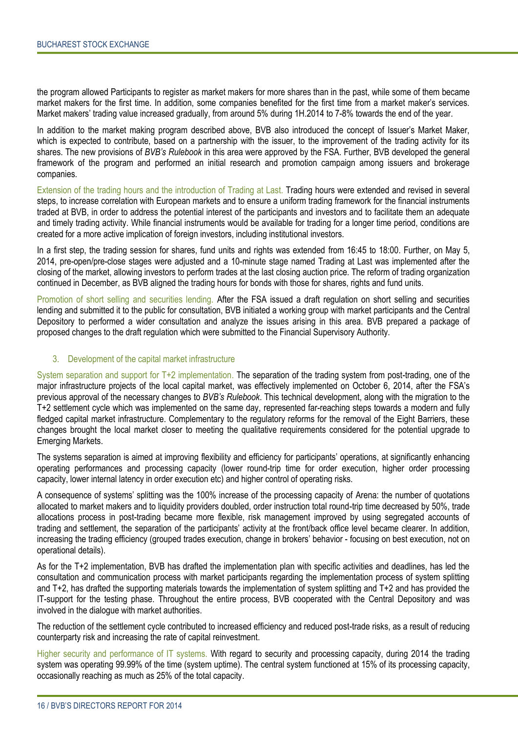the program allowed Participants to register as market makers for more shares than in the past, while some of them became market makers for the first time. In addition, some companies benefited for the first time from a market maker's services. Market makers' trading value increased gradually, from around 5% during 1H.2014 to 7-8% towards the end of the year.

In addition to the market making program described above, BVB also introduced the concept of Issuer's Market Maker, which is expected to contribute, based on a partnership with the issuer, to the improvement of the trading activity for its shares. The new provisions of *BVB's Rulebook* in this area were approved by the FSA. Further, BVB developed the general framework of the program and performed an initial research and promotion campaign among issuers and brokerage companies.

Extension of the trading hours and the introduction of Trading at Last. Trading hours were extended and revised in several steps, to increase correlation with European markets and to ensure a uniform trading framework for the financial instruments traded at BVB, in order to address the potential interest of the participants and investors and to facilitate them an adequate and timely trading activity. While financial instruments would be available for trading for a longer time period, conditions are created for a more active implication of foreign investors, including institutional investors.

In a first step, the trading session for shares, fund units and rights was extended from 16:45 to 18:00. Further, on May 5, 2014, pre-open/pre-close stages were adjusted and a 10-minute stage named Trading at Last was implemented after the closing of the market, allowing investors to perform trades at the last closing auction price. The reform of trading organization continued in December, as BVB aligned the trading hours for bonds with those for shares, rights and fund units.

Promotion of short selling and securities lending. After the FSA issued a draft regulation on short selling and securities lending and submitted it to the public for consultation, BVB initiated a working group with market participants and the Central Depository to performed a wider consultation and analyze the issues arising in this area. BVB prepared a package of proposed changes to the draft regulation which were submitted to the Financial Supervisory Authority.

### 3. Development of the capital market infrastructure

System separation and support for T+2 implementation. The separation of the trading system from post-trading, one of the major infrastructure projects of the local capital market, was effectively implemented on October 6, 2014, after the FSA's previous approval of the necessary changes to *BVB's Rulebook*. This technical development, along with the migration to the T+2 settlement cycle which was implemented on the same day, represented far-reaching steps towards a modern and fully fledged capital market infrastructure. Complementary to the regulatory reforms for the removal of the Eight Barriers, these changes brought the local market closer to meeting the qualitative requirements considered for the potential upgrade to Emerging Markets.

The systems separation is aimed at improving flexibility and efficiency for participants' operations, at significantly enhancing operating performances and processing capacity (lower round-trip time for order execution, higher order processing capacity, lower internal latency in order execution etc) and higher control of operating risks.

A consequence of systems' splitting was the 100% increase of the processing capacity of Arena: the number of quotations allocated to market makers and to liquidity providers doubled, order instruction total round-trip time decreased by 50%, trade allocations process in post-trading became more flexible, risk management improved by using segregated accounts of trading and settlement, the separation of the participants' activity at the front/back office level became clearer. In addition, increasing the trading efficiency (grouped trades execution, change in brokers' behavior - focusing on best execution, not on operational details).

As for the T+2 implementation, BVB has drafted the implementation plan with specific activities and deadlines, has led the consultation and communication process with market participants regarding the implementation process of system splitting and T+2, has drafted the supporting materials towards the implementation of system splitting and T+2 and has provided the IT-support for the testing phase. Throughout the entire process, BVB cooperated with the Central Depository and was involved in the dialogue with market authorities.

The reduction of the settlement cycle contributed to increased efficiency and reduced post-trade risks, as a result of reducing counterparty risk and increasing the rate of capital reinvestment.

Higher security and performance of IT systems. With regard to security and processing capacity, during 2014 the trading system was operating 99.99% of the time (system uptime). The central system functioned at 15% of its processing capacity, occasionally reaching as much as 25% of the total capacity.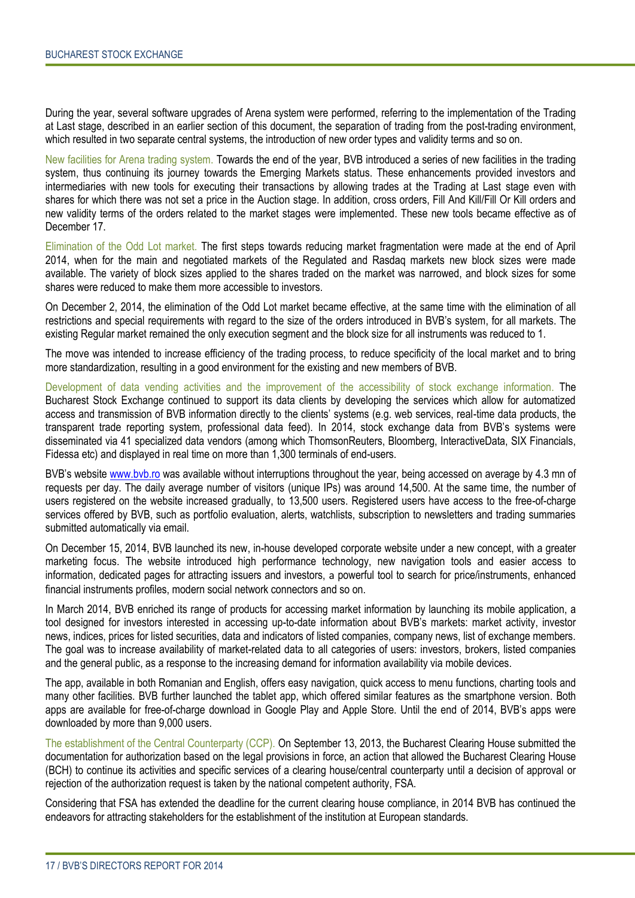During the year, several software upgrades of Arena system were performed, referring to the implementation of the Trading at Last stage, described in an earlier section of this document, the separation of trading from the post-trading environment, which resulted in two separate central systems, the introduction of new order types and validity terms and so on.

New facilities for Arena trading system. Towards the end of the year, BVB introduced a series of new facilities in the trading system, thus continuing its journey towards the Emerging Markets status. These enhancements provided investors and intermediaries with new tools for executing their transactions by allowing trades at the Trading at Last stage even with shares for which there was not set a price in the Auction stage. In addition, cross orders, Fill And Kill/Fill Or Kill orders and new validity terms of the orders related to the market stages were implemented. These new tools became effective as of December 17.

Elimination of the Odd Lot market. The first steps towards reducing market fragmentation were made at the end of April 2014, when for the main and negotiated markets of the Regulated and Rasdaq markets new block sizes were made available. The variety of block sizes applied to the shares traded on the market was narrowed, and block sizes for some shares were reduced to make them more accessible to investors.

On December 2, 2014, the elimination of the Odd Lot market became effective, at the same time with the elimination of all restrictions and special requirements with regard to the size of the orders introduced in BVB's system, for all markets. The existing Regular market remained the only execution segment and the block size for all instruments was reduced to 1.

The move was intended to increase efficiency of the trading process, to reduce specificity of the local market and to bring more standardization, resulting in a good environment for the existing and new members of BVB.

Development of data vending activities and the improvement of the accessibility of stock exchange information. The Bucharest Stock Exchange continued to support its data clients by developing the services which allow for automatized access and transmission of BVB information directly to the clients' systems (e.g. web services, real-time data products, the transparent trade reporting system, professional data feed). In 2014, stock exchange data from BVB's systems were disseminated via 41 specialized data vendors (among which ThomsonReuters, Bloomberg, InteractiveData, SIX Financials, Fidessa etc) and displayed in real time on more than 1,300 terminals of end-users.

BVB's website www.bvb.ro was available without interruptions throughout the year, being accessed on average by 4.3 mn of requests per day. The daily average number of visitors (unique IPs) was around 14,500. At the same time, the number of users registered on the website increased gradually, to 13,500 users. Registered users have access to the free-of-charge services offered by BVB, such as portfolio evaluation, alerts, watchlists, subscription to newsletters and trading summaries submitted automatically via email.

On December 15, 2014, BVB launched its new, in-house developed corporate website under a new concept, with a greater marketing focus. The website introduced high performance technology, new navigation tools and easier access to information, dedicated pages for attracting issuers and investors, a powerful tool to search for price/instruments, enhanced financial instruments profiles, modern social network connectors and so on.

In March 2014, BVB enriched its range of products for accessing market information by launching its mobile application, a tool designed for investors interested in accessing up-to-date information about BVB's markets: market activity, investor news, indices, prices for listed securities, data and indicators of listed companies, company news, list of exchange members. The goal was to increase availability of market-related data to all categories of users: investors, brokers, listed companies and the general public, as a response to the increasing demand for information availability via mobile devices.

The app, available in both Romanian and English, offers easy navigation, quick access to menu functions, charting tools and many other facilities. BVB further launched the tablet app, which offered similar features as the smartphone version. Both apps are available for free-of-charge download in Google Play and Apple Store. Until the end of 2014, BVB's apps were downloaded by more than 9,000 users.

The establishment of the Central Counterparty (CCP). On September 13, 2013, the Bucharest Clearing House submitted the documentation for authorization based on the legal provisions in force, an action that allowed the Bucharest Clearing House (BCH) to continue its activities and specific services of a clearing house/central counterparty until a decision of approval or rejection of the authorization request is taken by the national competent authority, FSA.

Considering that FSA has extended the deadline for the current clearing house compliance, in 2014 BVB has continued the endeavors for attracting stakeholders for the establishment of the institution at European standards.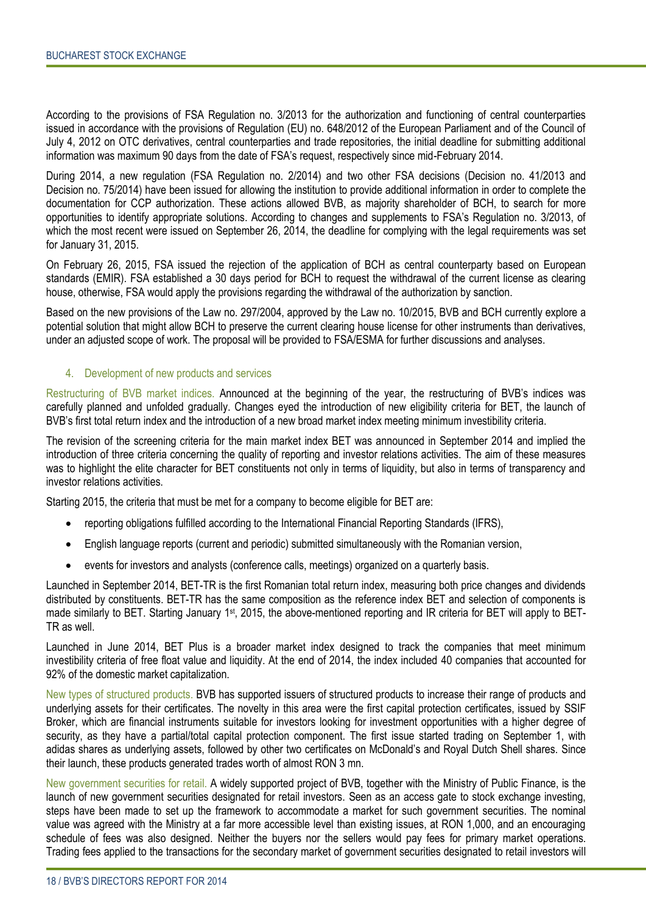According to the provisions of FSA Regulation no. 3/2013 for the authorization and functioning of central counterparties issued in accordance with the provisions of Regulation (EU) no. 648/2012 of the European Parliament and of the Council of July 4, 2012 on OTC derivatives, central counterparties and trade repositories, the initial deadline for submitting additional information was maximum 90 days from the date of FSA's request, respectively since mid-February 2014.

During 2014, a new regulation (FSA Regulation no. 2/2014) and two other FSA decisions (Decision no. 41/2013 and Decision no. 75/2014) have been issued for allowing the institution to provide additional information in order to complete the documentation for CCP authorization. These actions allowed BVB, as majority shareholder of BCH, to search for more opportunities to identify appropriate solutions. According to changes and supplements to FSA's Regulation no. 3/2013, of which the most recent were issued on September 26, 2014, the deadline for complying with the legal requirements was set for January 31, 2015.

On February 26, 2015, FSA issued the rejection of the application of BCH as central counterparty based on European standards (EMIR). FSA established a 30 days period for BCH to request the withdrawal of the current license as clearing house, otherwise, FSA would apply the provisions regarding the withdrawal of the authorization by sanction.

Based on the new provisions of the Law no. 297/2004, approved by the Law no. 10/2015, BVB and BCH currently explore a potential solution that might allow BCH to preserve the current clearing house license for other instruments than derivatives, under an adjusted scope of work. The proposal will be provided to FSA/ESMA for further discussions and analyses.

## 4. Development of new products and services

Restructuring of BVB market indices. Announced at the beginning of the year, the restructuring of BVB's indices was carefully planned and unfolded gradually. Changes eyed the introduction of new eligibility criteria for BET, the launch of BVB's first total return index and the introduction of a new broad market index meeting minimum investibility criteria.

The revision of the screening criteria for the main market index BET was announced in September 2014 and implied the introduction of three criteria concerning the quality of reporting and investor relations activities. The aim of these measures was to highlight the elite character for BET constituents not only in terms of liquidity, but also in terms of transparency and investor relations activities.

Starting 2015, the criteria that must be met for a company to become eligible for BET are:

- reporting obligations fulfilled according to the International Financial Reporting Standards (IFRS),
- English language reports (current and periodic) submitted simultaneously with the Romanian version,
- events for investors and analysts (conference calls, meetings) organized on a quarterly basis.

Launched in September 2014, BET-TR is the first Romanian total return index, measuring both price changes and dividends distributed by constituents. BET-TR has the same composition as the reference index BET and selection of components is made similarly to BET. Starting January 1st, 2015, the above-mentioned reporting and IR criteria for BET will apply to BET-TR as well.

Launched in June 2014, BET Plus is a broader market index designed to track the companies that meet minimum investibility criteria of free float value and liquidity. At the end of 2014, the index included 40 companies that accounted for 92% of the domestic market capitalization.

New types of structured products. BVB has supported issuers of structured products to increase their range of products and underlying assets for their certificates. The novelty in this area were the first capital protection certificates, issued by SSIF Broker, which are financial instruments suitable for investors looking for investment opportunities with a higher degree of security, as they have a partial/total capital protection component. The first issue started trading on September 1, with adidas shares as underlying assets, followed by other two certificates on McDonald's and Royal Dutch Shell shares. Since their launch, these products generated trades worth of almost RON 3 mn.

New government securities for retail. A widely supported project of BVB, together with the Ministry of Public Finance, is the launch of new government securities designated for retail investors. Seen as an access gate to stock exchange investing, steps have been made to set up the framework to accommodate a market for such government securities. The nominal value was agreed with the Ministry at a far more accessible level than existing issues, at RON 1,000, and an encouraging schedule of fees was also designed. Neither the buyers nor the sellers would pay fees for primary market operations. Trading fees applied to the transactions for the secondary market of government securities designated to retail investors will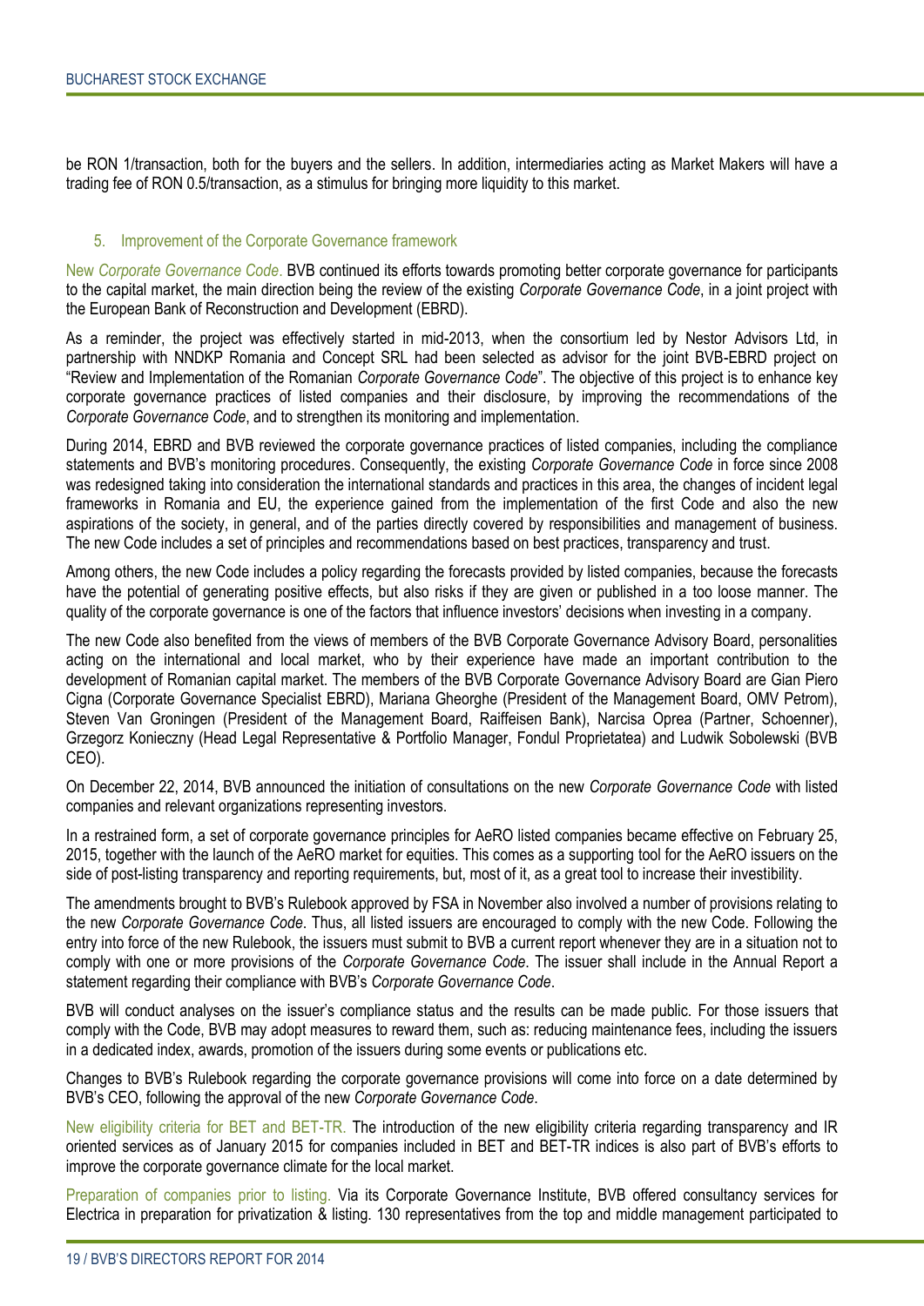be RON 1/transaction, both for the buyers and the sellers. In addition, intermediaries acting as Market Makers will have a trading fee of RON 0.5/transaction, as a stimulus for bringing more liquidity to this market.

## 5. Improvement of the Corporate Governance framework

New *Corporate Governance Code*. BVB continued its efforts towards promoting better corporate governance for participants to the capital market, the main direction being the review of the existing *Corporate Governance Code*, in a joint project with the European Bank of Reconstruction and Development (EBRD).

As a reminder, the project was effectively started in mid-2013, when the consortium led by Nestor Advisors Ltd, in partnership with NNDKP Romania and Concept SRL had been selected as advisor for the joint BVB-EBRD project on "Review and Implementation of the Romanian *Corporate Governance Code*". The objective of this project is to enhance key corporate governance practices of listed companies and their disclosure, by improving the recommendations of the *Corporate Governance Code*, and to strengthen its monitoring and implementation.

During 2014, EBRD and BVB reviewed the corporate governance practices of listed companies, including the compliance statements and BVB's monitoring procedures. Consequently, the existing *Corporate Governance Code* in force since 2008 was redesigned taking into consideration the international standards and practices in this area, the changes of incident legal frameworks in Romania and EU, the experience gained from the implementation of the first Code and also the new aspirations of the society, in general, and of the parties directly covered by responsibilities and management of business. The new Code includes a set of principles and recommendations based on best practices, transparency and trust.

Among others, the new Code includes a policy regarding the forecasts provided by listed companies, because the forecasts have the potential of generating positive effects, but also risks if they are given or published in a too loose manner. The quality of the corporate governance is one of the factors that influence investors' decisions when investing in a company.

The new Code also benefited from the views of members of the BVB Corporate Governance Advisory Board, personalities acting on the international and local market, who by their experience have made an important contribution to the development of Romanian capital market. The members of the BVB Corporate Governance Advisory Board are Gian Piero Cigna (Corporate Governance Specialist EBRD), Mariana Gheorghe (President of the Management Board, OMV Petrom), Steven Van Groningen (President of the Management Board, Raiffeisen Bank), Narcisa Oprea (Partner, Schoenner), Grzegorz Konieczny (Head Legal Representative & Portfolio Manager, Fondul Proprietatea) and Ludwik Sobolewski (BVB CEO).

On December 22, 2014, BVB announced the initiation of consultations on the new *Corporate Governance Code* with listed companies and relevant organizations representing investors.

In a restrained form, a set of corporate governance principles for AeRO listed companies became effective on February 25, 2015, together with the launch of the AeRO market for equities. This comes as a supporting tool for the AeRO issuers on the side of post-listing transparency and reporting requirements, but, most of it, as a great tool to increase their investibility.

The amendments brought to BVB's Rulebook approved by FSA in November also involved a number of provisions relating to the new *Corporate Governance Code*. Thus, all listed issuers are encouraged to comply with the new Code. Following the entry into force of the new Rulebook, the issuers must submit to BVB a current report whenever they are in a situation not to comply with one or more provisions of the *Corporate Governance Code*. The issuer shall include in the Annual Report a statement regarding their compliance with BVB's *Corporate Governance Code*.

BVB will conduct analyses on the issuer's compliance status and the results can be made public. For those issuers that comply with the Code, BVB may adopt measures to reward them, such as: reducing maintenance fees, including the issuers in a dedicated index, awards, promotion of the issuers during some events or publications etc.

Changes to BVB's Rulebook regarding the corporate governance provisions will come into force on a date determined by BVB's CEO, following the approval of the new *Corporate Governance Code*.

New eligibility criteria for BET and BET-TR. The introduction of the new eligibility criteria regarding transparency and IR oriented services as of January 2015 for companies included in BET and BET-TR indices is also part of BVB's efforts to improve the corporate governance climate for the local market.

Preparation of companies prior to listing. Via its Corporate Governance Institute, BVB offered consultancy services for Electrica in preparation for privatization & listing. 130 representatives from the top and middle management participated to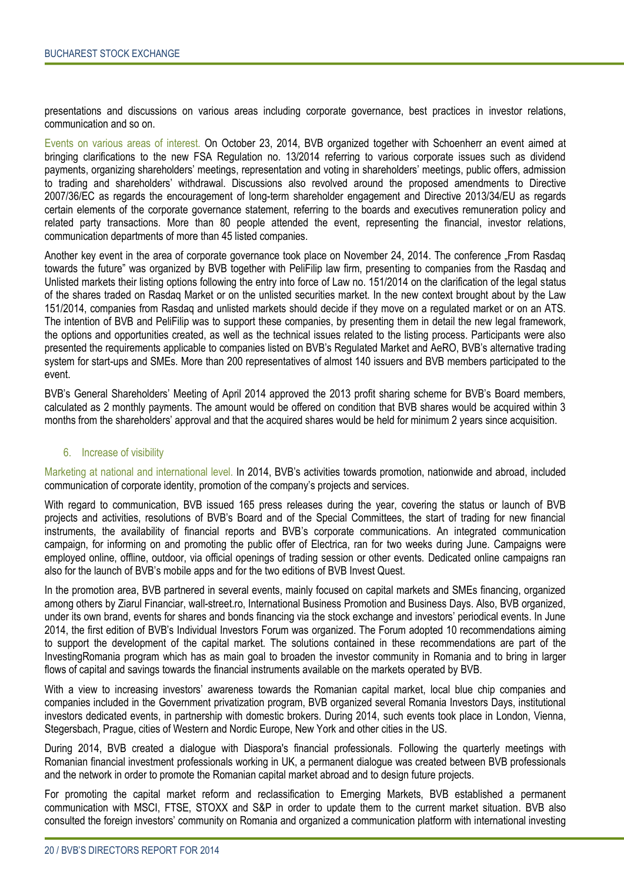presentations and discussions on various areas including corporate governance, best practices in investor relations, communication and so on.

Events on various areas of interest. On October 23, 2014, BVB organized together with Schoenherr an event aimed at bringing clarifications to the new FSA Regulation no. 13/2014 referring to various corporate issues such as dividend payments, organizing shareholders' meetings, representation and voting in shareholders' meetings, public offers, admission to trading and shareholders' withdrawal. Discussions also revolved around the proposed amendments to Directive 2007/36/EC as regards the encouragement of long-term shareholder engagement and Directive 2013/34/EU as regards certain elements of the corporate governance statement, referring to the boards and executives remuneration policy and related party transactions. More than 80 people attended the event, representing the financial, investor relations, communication departments of more than 45 listed companies.

Another key event in the area of corporate governance took place on November 24, 2014. The conference „From Rasdaq towards the future" was organized by BVB together with PeliFilip law firm, presenting to companies from the Rasdaq and Unlisted markets their listing options following the entry into force of Law no. 151/2014 on the clarification of the legal status of the shares traded on Rasdaq Market or on the unlisted securities market. In the new context brought about by the Law 151/2014, companies from Rasdaq and unlisted markets should decide if they move on a regulated market or on an ATS. The intention of BVB and PeliFilip was to support these companies, by presenting them in detail the new legal framework, the options and opportunities created, as well as the technical issues related to the listing process. Participants were also presented the requirements applicable to companies listed on BVB's Regulated Market and AeRO, BVB's alternative trading system for start-ups and SMEs. More than 200 representatives of almost 140 issuers and BVB members participated to the event.

BVB's General Shareholders' Meeting of April 2014 approved the 2013 profit sharing scheme for BVB's Board members, calculated as 2 monthly payments. The amount would be offered on condition that BVB shares would be acquired within 3 months from the shareholders' approval and that the acquired shares would be held for minimum 2 years since acquisition.

## 6. Increase of visibility

Marketing at national and international level. In 2014, BVB's activities towards promotion, nationwide and abroad, included communication of corporate identity, promotion of the company's projects and services.

With regard to communication, BVB issued 165 press releases during the year, covering the status or launch of BVB projects and activities, resolutions of BVB's Board and of the Special Committees, the start of trading for new financial instruments, the availability of financial reports and BVB's corporate communications. An integrated communication campaign, for informing on and promoting the public offer of Electrica, ran for two weeks during June. Campaigns were employed online, offline, outdoor, via official openings of trading session or other events. Dedicated online campaigns ran also for the launch of BVB's mobile apps and for the two editions of BVB Invest Quest.

In the promotion area, BVB partnered in several events, mainly focused on capital markets and SMEs financing, organized among others by Ziarul Financiar, wall-street.ro, International Business Promotion and Business Days. Also, BVB organized, under its own brand, events for shares and bonds financing via the stock exchange and investors' periodical events. In June 2014, the first edition of BVB's Individual Investors Forum was organized. The Forum adopted 10 recommendations aiming to support the development of the capital market. The solutions contained in these recommendations are part of the InvestingRomania program which has as main goal to broaden the investor community in Romania and to bring in larger flows of capital and savings towards the financial instruments available on the markets operated by BVB.

With a view to increasing investors' awareness towards the Romanian capital market, local blue chip companies and companies included in the Government privatization program, BVB organized several Romania Investors Days, institutional investors dedicated events, in partnership with domestic brokers. During 2014, such events took place in London, Vienna, Stegersbach, Prague, cities of Western and Nordic Europe, New York and other cities in the US.

During 2014, BVB created a dialogue with Diaspora's financial professionals. Following the quarterly meetings with Romanian financial investment professionals working in UK, a permanent dialogue was created between BVB professionals and the network in order to promote the Romanian capital market abroad and to design future projects.

For promoting the capital market reform and reclassification to Emerging Markets, BVB established a permanent communication with MSCI, FTSE, STOXX and S&P in order to update them to the current market situation. BVB also consulted the foreign investors' community on Romania and organized a communication platform with international investing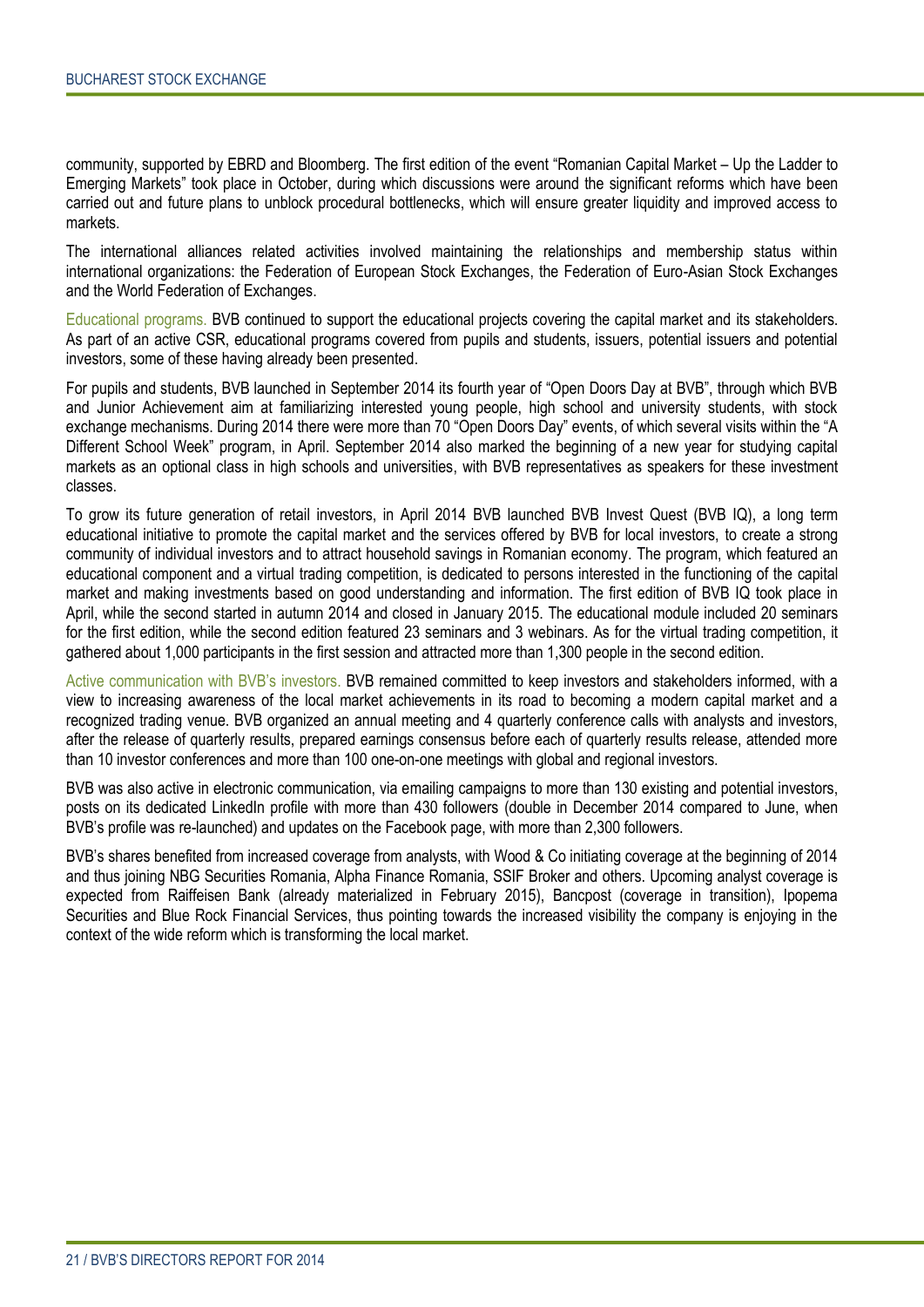community, supported by EBRD and Bloomberg. The first edition of the event "Romanian Capital Market – Up the Ladder to Emerging Markets" took place in October, during which discussions were around the significant reforms which have been carried out and future plans to unblock procedural bottlenecks, which will ensure greater liquidity and improved access to markets.

The international alliances related activities involved maintaining the relationships and membership status within international organizations: the Federation of European Stock Exchanges, the Federation of Euro-Asian Stock Exchanges and the World Federation of Exchanges.

Educational programs. BVB continued to support the educational projects covering the capital market and its stakeholders. As part of an active CSR, educational programs covered from pupils and students, issuers, potential issuers and potential investors, some of these having already been presented.

For pupils and students, BVB launched in September 2014 its fourth year of "Open Doors Day at BVB", through which BVB and Junior Achievement aim at familiarizing interested young people, high school and university students, with stock exchange mechanisms. During 2014 there were more than 70 "Open Doors Day" events, of which several visits within the "A Different School Week" program, in April. September 2014 also marked the beginning of a new year for studying capital markets as an optional class in high schools and universities, with BVB representatives as speakers for these investment classes.

To grow its future generation of retail investors, in April 2014 BVB launched BVB Invest Quest (BVB IQ), a long term educational initiative to promote the capital market and the services offered by BVB for local investors, to create a strong community of individual investors and to attract household savings in Romanian economy. The program, which featured an educational component and a virtual trading competition, is dedicated to persons interested in the functioning of the capital market and making investments based on good understanding and information. The first edition of BVB IQ took place in April, while the second started in autumn 2014 and closed in January 2015. The educational module included 20 seminars for the first edition, while the second edition featured 23 seminars and 3 webinars. As for the virtual trading competition, it gathered about 1,000 participants in the first session and attracted more than 1,300 people in the second edition.

Active communication with BVB's investors. BVB remained committed to keep investors and stakeholders informed, with a view to increasing awareness of the local market achievements in its road to becoming a modern capital market and a recognized trading venue. BVB organized an annual meeting and 4 quarterly conference calls with analysts and investors, after the release of quarterly results, prepared earnings consensus before each of quarterly results release, attended more than 10 investor conferences and more than 100 one-on-one meetings with global and regional investors.

BVB was also active in electronic communication, via emailing campaigns to more than 130 existing and potential investors, posts on its dedicated LinkedIn profile with more than 430 followers (double in December 2014 compared to June, when BVB's profile was re-launched) and updates on the Facebook page, with more than 2,300 followers.

BVB's shares benefited from increased coverage from analysts, with Wood & Co initiating coverage at the beginning of 2014 and thus joining NBG Securities Romania, Alpha Finance Romania, SSIF Broker and others. Upcoming analyst coverage is expected from Raiffeisen Bank (already materialized in February 2015), Bancpost (coverage in transition), Ipopema Securities and Blue Rock Financial Services, thus pointing towards the increased visibility the company is enjoying in the context of the wide reform which is transforming the local market.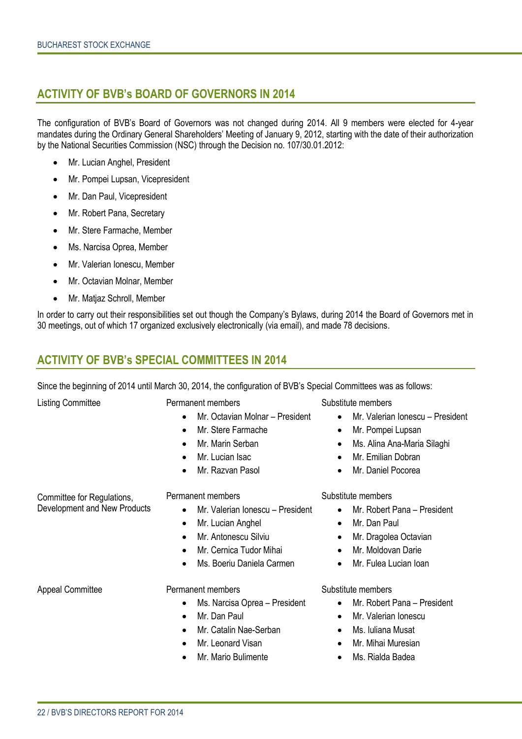## ACTIVITY OF BVB's BOARD OF GOVERNORS IN 2014

The configuration of BVB's Board of Governors was not changed during 2014. All 9 members were elected for 4-year mandates during the Ordinary General Shareholders' Meeting of January 9, 2012, starting with the date of their authorization by the National Securities Commission (NSC) through the Decision no. 107/30.01.2012:

- Mr. Lucian Anghel, President
- Mr. Pompei Lupsan, Vicepresident
- Mr. Dan Paul, Vicepresident
- Mr. Robert Pana, Secretary
- Mr. Stere Farmache, Member
- Ms. Narcisa Oprea, Member
- Mr. Valerian Ionescu, Member
- Mr. Octavian Molnar, Member
- Mr. Matjaz Schroll, Member

In order to carry out their responsibilities set out though the Company's Bylaws, during 2014 the Board of Governors met in 30 meetings, out of which 17 organized exclusively electronically (via email), and made 78 decisions.

## ACTIVITY OF BVB's SPECIAL COMMITTEES IN 2014

Since the beginning of 2014 until March 30, 2014, the configuration of BVB's Special Committees was as follows:

| Committee | Permanent members | Substitute members |
|---|---|---|
| Listing Committee | • Mr. Octavian Molnar – President<br>• Mr. Stere Farmache<br>• Mr. Marin Serban<br>• Mr. Lucian Isac<br>• Mr. Razvan Pasol | • Mr. Valerian Ionescu – President<br>• Mr. Pompei Lupsan<br>• Ms. Alina Ana-Maria Silaghi<br>• Mr. Emilian Dobran<br>• Mr. Daniel Pocorea |
| Committee for Regulations, Development and New Products | • Mr. Valerian Ionescu – President<br>• Mr. Lucian Anghel<br>• Mr. Antonescu Silviu<br>• Mr. Cernica Tudor Mihai<br>• Ms. Boeriu Daniela Carmen | • Mr. Robert Pana – President<br>• Mr. Dan Paul<br>• Mr. Dragolea Octavian<br>• Mr. Moldovan Darie<br>• Mr. Fulea Lucian Ioan |
| Appeal Committee | • Ms. Narcisa Oprea – President<br>• Mr. Dan Paul<br>• Mr. Catalin Nae-Serban<br>• Mr. Leonard Visan<br>• Mr. Mario Bulimente | • Mr. Robert Pana – President<br>• Mr. Valerian Ionescu<br>• Ms. Iuliana Musat<br>• Mr. Mihai Muresian<br>• Ms. Rialda Badea |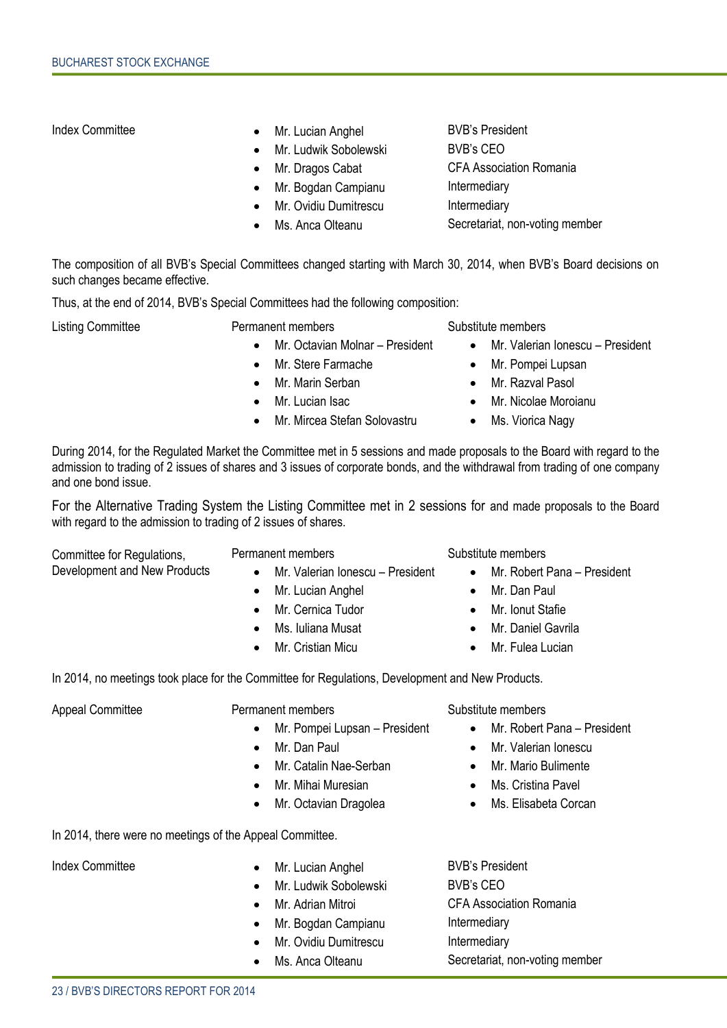| Index Committee | Member | Role |
| --- | --- | --- |
| | Mr. Lucian Anghel | BVB's President |
| | Mr. Ludwik Sobolewski | BVB's CEO |
| | Mr. Dragos Cabat | CFA Association Romania |
| | Mr. Bogdan Campianu | Intermediary |
| | Mr. Ovidiu Dumitrescu | Intermediary |
| | Ms. Anca Olteanu | Secretariat, non-voting member |

The composition of all BVB's Special Committees changed starting with March 30, 2014, when BVB's Board decisions on such changes became effective.

Thus, at the end of 2014, BVB's Special Committees had the following composition:

| Listing Committee | Permanent members | Substitute members |
| --- | --- | --- |
| | Mr. Octavian Molnar – President | Mr. Valerian Ionescu – President |
| | Mr. Stere Farmache | Mr. Pompei Lupsan |
| | Mr. Marin Serban | Mr. Razval Pasol |
| | Mr. Lucian Isac | Mr. Nicolae Moroianu |
| | Mr. Mircea Stefan Solovastru | Ms. Viorica Nagy |

During 2014, for the Regulated Market the Committee met in 5 sessions and made proposals to the Board with regard to the admission to trading of 2 issues of shares and 3 issues of corporate bonds, and the withdrawal from trading of one company and one bond issue.

For the Alternative Trading System the Listing Committee met in 2 sessions for and made proposals to the Board with regard to the admission to trading of 2 issues of shares.

| Committee for Regulations, Development and New Products | Permanent members | Substitute members |
| --- | --- | --- |
| | Mr. Valerian Ionescu – President | Mr. Robert Pana – President |
| | Mr. Lucian Anghel | Mr. Dan Paul |
| | Mr. Cernica Tudor | Mr. Ionut Stafie |
| | Ms. Iuliana Musat | Mr. Daniel Gavrila |
| | Mr. Cristian Micu | Mr. Fulea Lucian |

In 2014, no meetings took place for the Committee for Regulations, Development and New Products.

| Appeal Committee | Permanent members | Substitute members |
| --- | --- | --- |
| | Mr. Pompei Lupsan – President | Mr. Robert Pana – President |
| | Mr. Dan Paul | Mr. Valerian Ionescu |
| | Mr. Catalin Nae-Serban | Mr. Mario Bulimente |
| | Mr. Mihai Muresian | Ms. Cristina Pavel |
| | Mr. Octavian Dragolea | Ms. Elisabeta Corcan |

In 2014, there were no meetings of the Appeal Committee.

| Index Committee | Member | Role |
| --- | --- | --- |
| | Mr. Lucian Anghel | BVB's President |
| | Mr. Ludwik Sobolewski | BVB's CEO |
| | Mr. Adrian Mitroi | CFA Association Romania |
| | Mr. Bogdan Campianu | Intermediary |
| | Mr. Ovidiu Dumitrescu | Intermediary |
| | Ms. Anca Olteanu | Secretariat, non-voting member |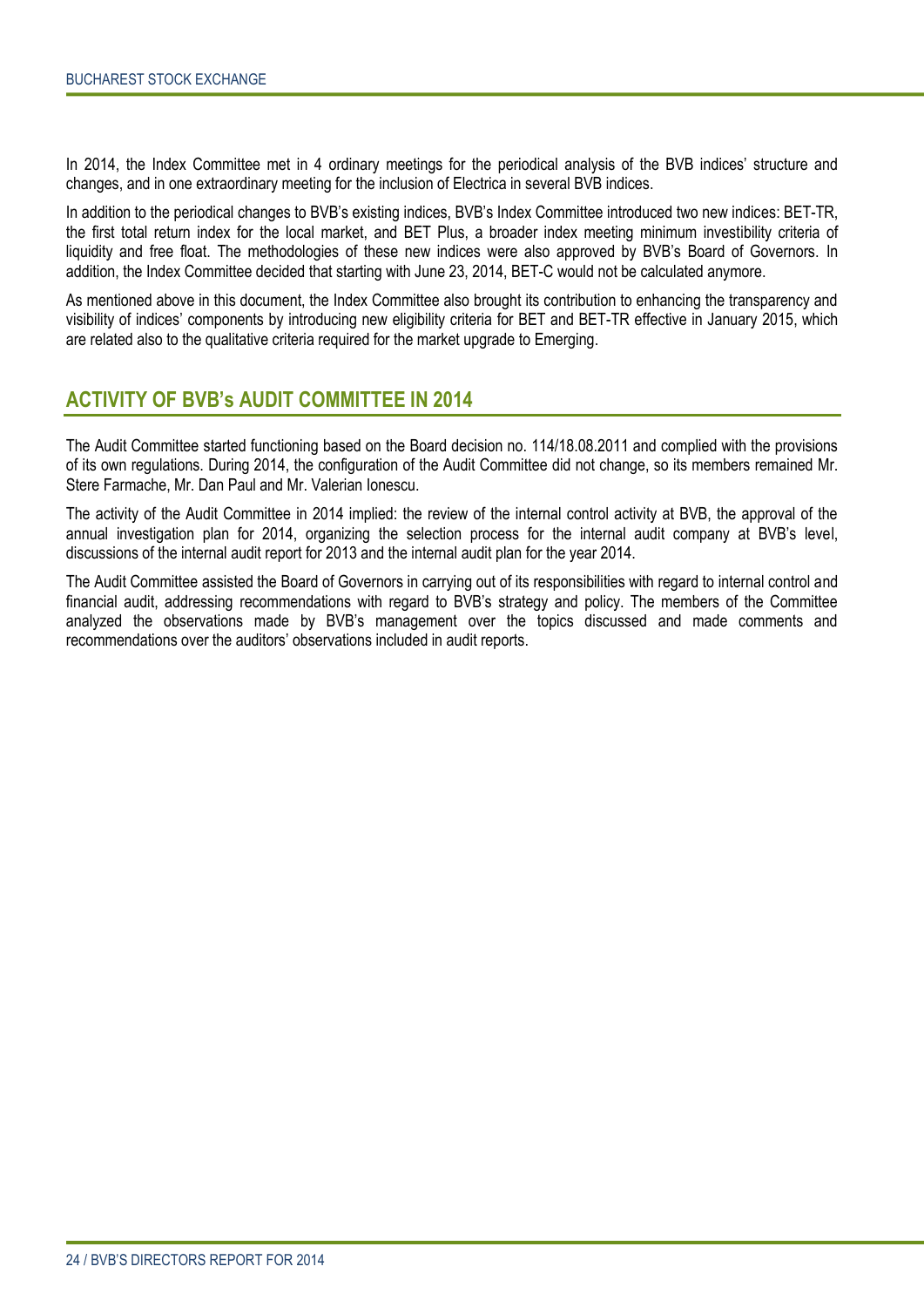In 2014, the Index Committee met in 4 ordinary meetings for the periodical analysis of the BVB indices' structure and changes, and in one extraordinary meeting for the inclusion of Electrica in several BVB indices.

In addition to the periodical changes to BVB's existing indices, BVB's Index Committee introduced two new indices: BET-TR, the first total return index for the local market, and BET Plus, a broader index meeting minimum investibility criteria of liquidity and free float. The methodologies of these new indices were also approved by BVB's Board of Governors. In addition, the Index Committee decided that starting with June 23, 2014, BET-C would not be calculated anymore.

As mentioned above in this document, the Index Committee also brought its contribution to enhancing the transparency and visibility of indices' components by introducing new eligibility criteria for BET and BET-TR effective in January 2015, which are related also to the qualitative criteria required for the market upgrade to Emerging.

## ACTIVITY OF BVB's AUDIT COMMITTEE IN 2014

The Audit Committee started functioning based on the Board decision no. 114/18.08.2011 and complied with the provisions of its own regulations. During 2014, the configuration of the Audit Committee did not change, so its members remained Mr. Stere Farmache, Mr. Dan Paul and Mr. Valerian Ionescu.

The activity of the Audit Committee in 2014 implied: the review of the internal control activity at BVB, the approval of the annual investigation plan for 2014, organizing the selection process for the internal audit company at BVB's level, discussions of the internal audit report for 2013 and the internal audit plan for the year 2014.

The Audit Committee assisted the Board of Governors in carrying out of its responsibilities with regard to internal control and financial audit, addressing recommendations with regard to BVB's strategy and policy. The members of the Committee analyzed the observations made by BVB's management over the topics discussed and made comments and recommendations over the auditors' observations included in audit reports.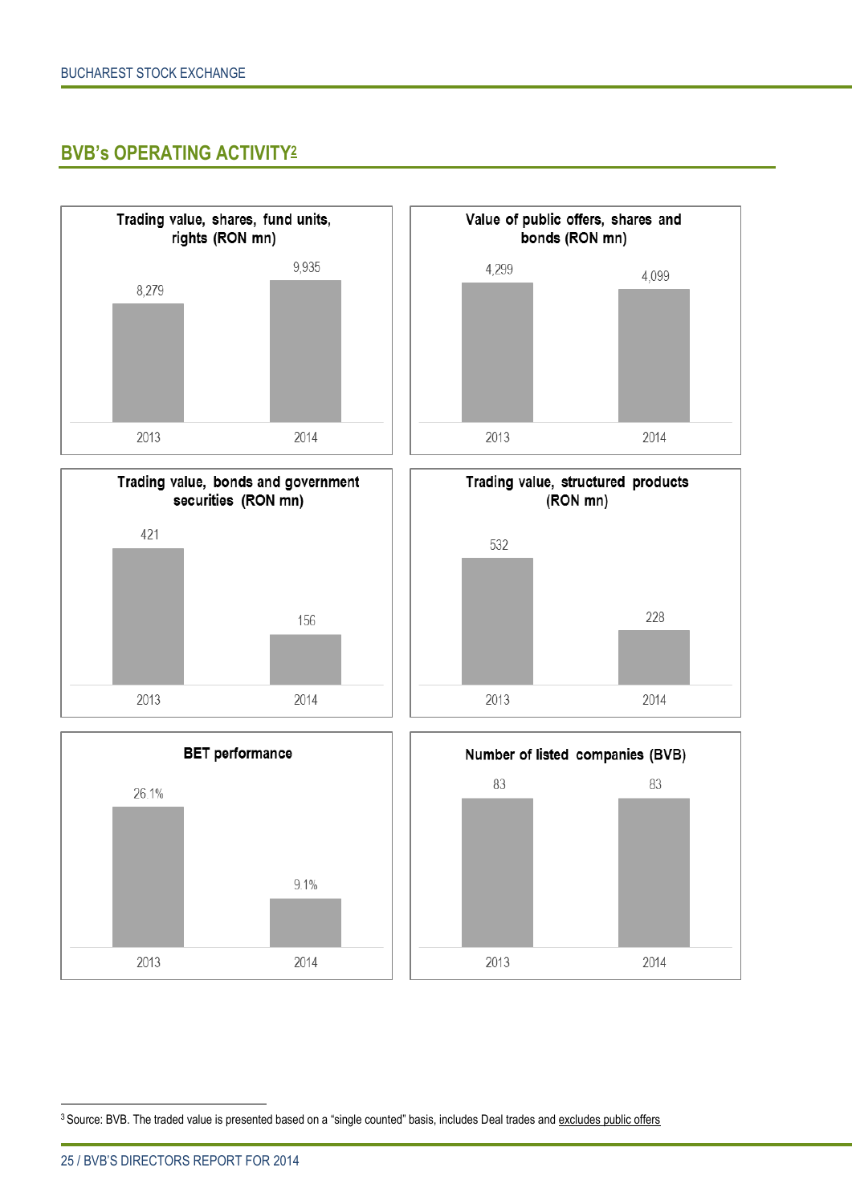## BVB's OPERATING ACTIVITY[2]

**Trading value, shares, fund units, rights (RON mn)**

| 2013 | 2014 |
|---|---|
| 8,279 | 9,935 |

**Value of public offers, shares and bonds (RON mn)**

| 2013 | 2014 |
|---|---|
| 4,299 | 4,099 |

**Trading value, bonds and government securities (RON mn)**

| 2013 | 2014 |
|---|---|
| 421 | 156 |

**Trading value, structured products (RON mn)**

| 2013 | 2014 |
|---|---|
| 532 | 228 |

**BET performance**

| 2013 | 2014 |
|---|---|
| 26.1% | 9.1% |

**Number of listed companies (BVB)**

| 2013 | 2014 |
|---|---|
| 83 | 83 |

[3] Source: BVB. The traded value is presented based on a "single counted" basis, includes Deal trades and excludes public offers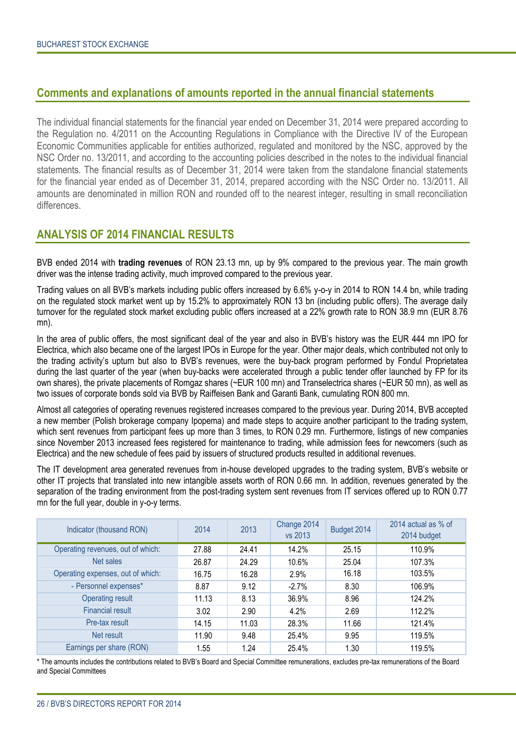## Comments and explanations of amounts reported in the annual financial statements

The individual financial statements for the financial year ended on December 31, 2014 were prepared according to the Regulation no. 4/2011 on the Accounting Regulations in Compliance with the Directive IV of the European Economic Communities applicable for entities authorized, regulated and monitored by the NSC, approved by the NSC Order no. 13/2011, and according to the accounting policies described in the notes to the individual financial statements. The financial results as of December 31, 2014 were taken from the standalone financial statements for the financial year ended as of December 31, 2014, prepared according with the NSC Order no. 13/2011. All amounts are denominated in million RON and rounded off to the nearest integer, resulting in small reconciliation differences.

## ANALYSIS OF 2014 FINANCIAL RESULTS

BVB ended 2014 with **trading revenues** of RON 23.13 mn, up by 9% compared to the previous year. The main growth driver was the intense trading activity, much improved compared to the previous year.

Trading values on all BVB's markets including public offers increased by 6.6% y-o-y in 2014 to RON 14.4 bn, while trading on the regulated stock market went up by 15.2% to approximately RON 13 bn (including public offers). The average daily turnover for the regulated stock market excluding public offers increased at a 22% growth rate to RON 38.9 mn (EUR 8.76 mn).

In the area of public offers, the most significant deal of the year and also in BVB's history was the EUR 444 mn IPO for Electrica, which also became one of the largest IPOs in Europe for the year. Other major deals, which contributed not only to the trading activity's upturn but also to BVB's revenues, were the buy-back program performed by Fondul Proprietatea during the last quarter of the year (when buy-backs were accelerated through a public tender offer launched by FP for its own shares), the private placements of Romgaz shares (~EUR 100 mn) and Transelectrica shares (~EUR 50 mn), as well as two issues of corporate bonds sold via BVB by Raiffeisen Bank and Garanti Bank, cumulating RON 800 mn.

Almost all categories of operating revenues registered increases compared to the previous year. During 2014, BVB accepted a new member (Polish brokerage company Ipopema) and made steps to acquire another participant to the trading system, which sent revenues from participant fees up more than 3 times, to RON 0.29 mn. Furthermore, listings of new companies since November 2013 increased fees registered for maintenance to trading, while admission fees for newcomers (such as Electrica) and the new schedule of fees paid by issuers of structured products resulted in additional revenues.

The IT development area generated revenues from in-house developed upgrades to the trading system, BVB's website or other IT projects that translated into new intangible assets worth of RON 0.66 mn. In addition, revenues generated by the separation of the trading environment from the post-trading system sent revenues from IT services offered up to RON 0.77 mn for the full year, double in y-o-y terms.

| Indicator (thousand RON) | 2014 | 2013 | Change 2014 vs 2013 | Budget 2014 | 2014 actual as % of 2014 budget |
|---|---|---|---|---|---|
| Operating revenues, out of which: | 27.88 | 24.41 | 14.2% | 25.15 | 110.9% |
| Net sales | 26.87 | 24.29 | 10.6% | 25.04 | 107.3% |
| Operating expenses, out of which: | 16.75 | 16.28 | 2.9% | 16.18 | 103.5% |
| - Personnel expenses* | 8.87 | 9.12 | -2.7% | 8.30 | 106.9% |
| Operating result | 11.13 | 8.13 | 36.9% | 8.96 | 124.2% |
| Financial result | 3.02 | 2.90 | 4.2% | 2.69 | 112.2% |
| Pre-tax result | 14.15 | 11.03 | 28.3% | 11.66 | 121.4% |
| Net result | 11.90 | 9.48 | 25.4% | 9.95 | 119.5% |
| Earnings per share (RON) | 1.55 | 1.24 | 25.4% | 1.30 | 119.5% |

* The amounts includes the contributions related to BVB's Board and Special Committee remunerations, excludes pre-tax remunerations of the Board and Special Committees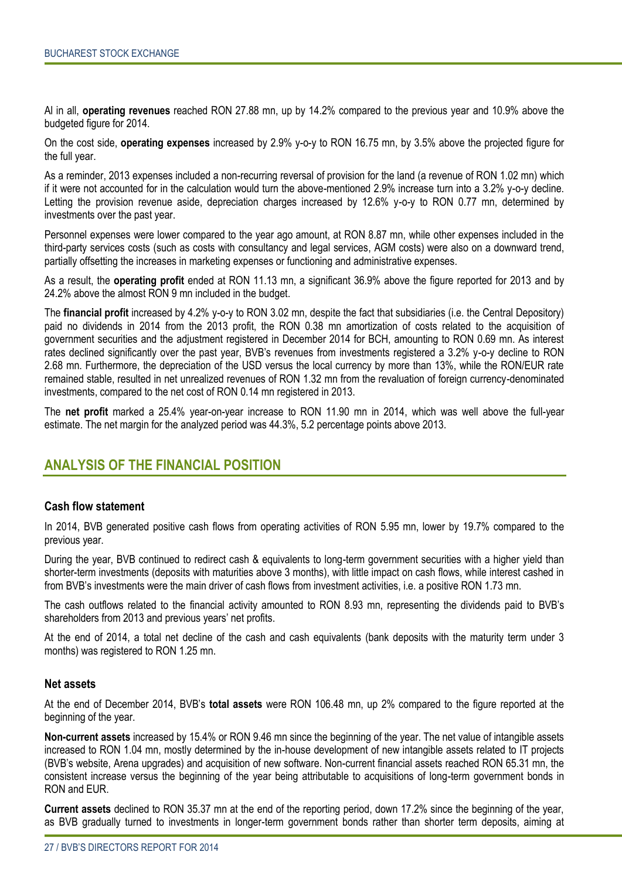Al in all, **operating revenues** reached RON 27.88 mn, up by 14.2% compared to the previous year and 10.9% above the budgeted figure for 2014.

On the cost side, **operating expenses** increased by 2.9% y-o-y to RON 16.75 mn, by 3.5% above the projected figure for the full year.

As a reminder, 2013 expenses included a non-recurring reversal of provision for the land (a revenue of RON 1.02 mn) which if it were not accounted for in the calculation would turn the above-mentioned 2.9% increase turn into a 3.2% y-o-y decline. Letting the provision revenue aside, depreciation charges increased by 12.6% y-o-y to RON 0.77 mn, determined by investments over the past year.

Personnel expenses were lower compared to the year ago amount, at RON 8.87 mn, while other expenses included in the third-party services costs (such as costs with consultancy and legal services, AGM costs) were also on a downward trend, partially offsetting the increases in marketing expenses or functioning and administrative expenses.

As a result, the **operating profit** ended at RON 11.13 mn, a significant 36.9% above the figure reported for 2013 and by 24.2% above the almost RON 9 mn included in the budget.

The **financial profit** increased by 4.2% y-o-y to RON 3.02 mn, despite the fact that subsidiaries (i.e. the Central Depository) paid no dividends in 2014 from the 2013 profit, the RON 0.38 mn amortization of costs related to the acquisition of government securities and the adjustment registered in December 2014 for BCH, amounting to RON 0.69 mn. As interest rates declined significantly over the past year, BVB's revenues from investments registered a 3.2% y-o-y decline to RON 2.68 mn. Furthermore, the depreciation of the USD versus the local currency by more than 13%, while the RON/EUR rate remained stable, resulted in net unrealized revenues of RON 1.32 mn from the revaluation of foreign currency-denominated investments, compared to the net cost of RON 0.14 mn registered in 2013.

The **net profit** marked a 25.4% year-on-year increase to RON 11.90 mn in 2014, which was well above the full-year estimate. The net margin for the analyzed period was 44.3%, 5.2 percentage points above 2013.

## ANALYSIS OF THE FINANCIAL POSITION

### Cash flow statement

In 2014, BVB generated positive cash flows from operating activities of RON 5.95 mn, lower by 19.7% compared to the previous year.

During the year, BVB continued to redirect cash & equivalents to long-term government securities with a higher yield than shorter-term investments (deposits with maturities above 3 months), with little impact on cash flows, while interest cashed in from BVB's investments were the main driver of cash flows from investment activities, i.e. a positive RON 1.73 mn.

The cash outflows related to the financial activity amounted to RON 8.93 mn, representing the dividends paid to BVB's shareholders from 2013 and previous years' net profits.

At the end of 2014, a total net decline of the cash and cash equivalents (bank deposits with the maturity term under 3 months) was registered to RON 1.25 mn.

### Net assets

At the end of December 2014, BVB's **total assets** were RON 106.48 mn, up 2% compared to the figure reported at the beginning of the year.

**Non-current assets** increased by 15.4% or RON 9.46 mn since the beginning of the year. The net value of intangible assets increased to RON 1.04 mn, mostly determined by the in-house development of new intangible assets related to IT projects (BVB's website, Arena upgrades) and acquisition of new software. Non-current financial assets reached RON 65.31 mn, the consistent increase versus the beginning of the year being attributable to acquisitions of long-term government bonds in RON and EUR.

**Current assets** declined to RON 35.37 mn at the end of the reporting period, down 17.2% since the beginning of the year, as BVB gradually turned to investments in longer-term government bonds rather than shorter term deposits, aiming at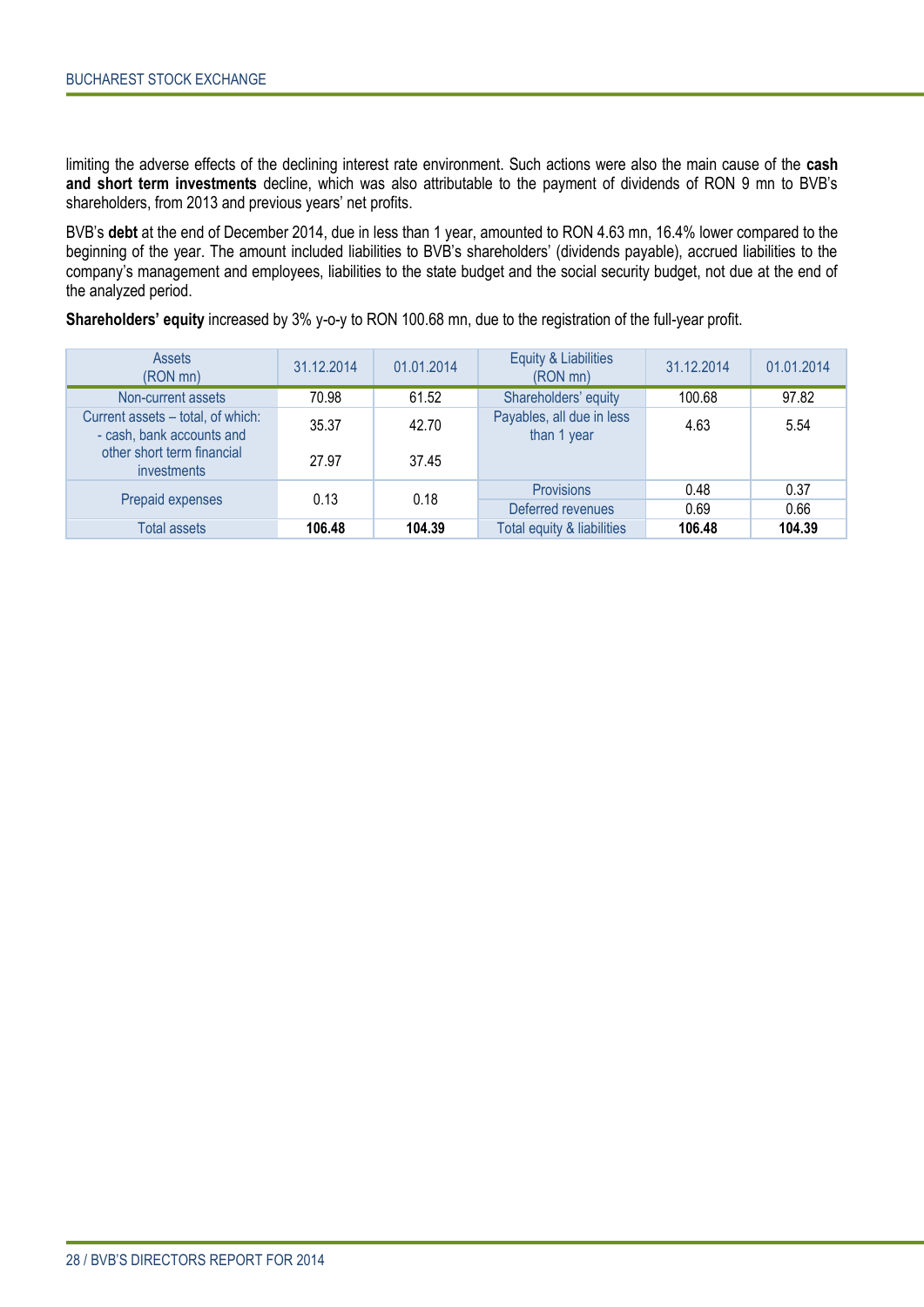limiting the adverse effects of the declining interest rate environment. Such actions were also the main cause of the **cash and short term investments** decline, which was also attributable to the payment of dividends of RON 9 mn to BVB's shareholders, from 2013 and previous years' net profits.

BVB's **debt** at the end of December 2014, due in less than 1 year, amounted to RON 4.63 mn, 16.4% lower compared to the beginning of the year. The amount included liabilities to BVB's shareholders' (dividends payable), accrued liabilities to the company's management and employees, liabilities to the state budget and the social security budget, not due at the end of the analyzed period.

**Shareholders' equity** increased by 3% y-o-y to RON 100.68 mn, due to the registration of the full-year profit.

| Assets (RON mn) | 31.12.2014 | 01.01.2014 | Equity & Liabilities (RON mn) | 31.12.2014 | 01.01.2014 |
|---|---|---|---|---|---|
| Non-current assets | 70.98 | 61.52 | Shareholders' equity | 100.68 | 97.82 |
| Current assets – total, of which: | 35.37 | 42.70 | Payables, all due in less than 1 year | 4.63 | 5.54 |
| - cash, bank accounts and other short term financial investments | 27.97 | 37.45 | | | |
| Prepaid expenses | 0.13 | 0.18 | Provisions | 0.48 | 0.37 |
| | | | Deferred revenues | 0.69 | 0.66 |
| Total assets | **106.48** | **104.39** | Total equity & liabilities | **106.48** | **104.39** |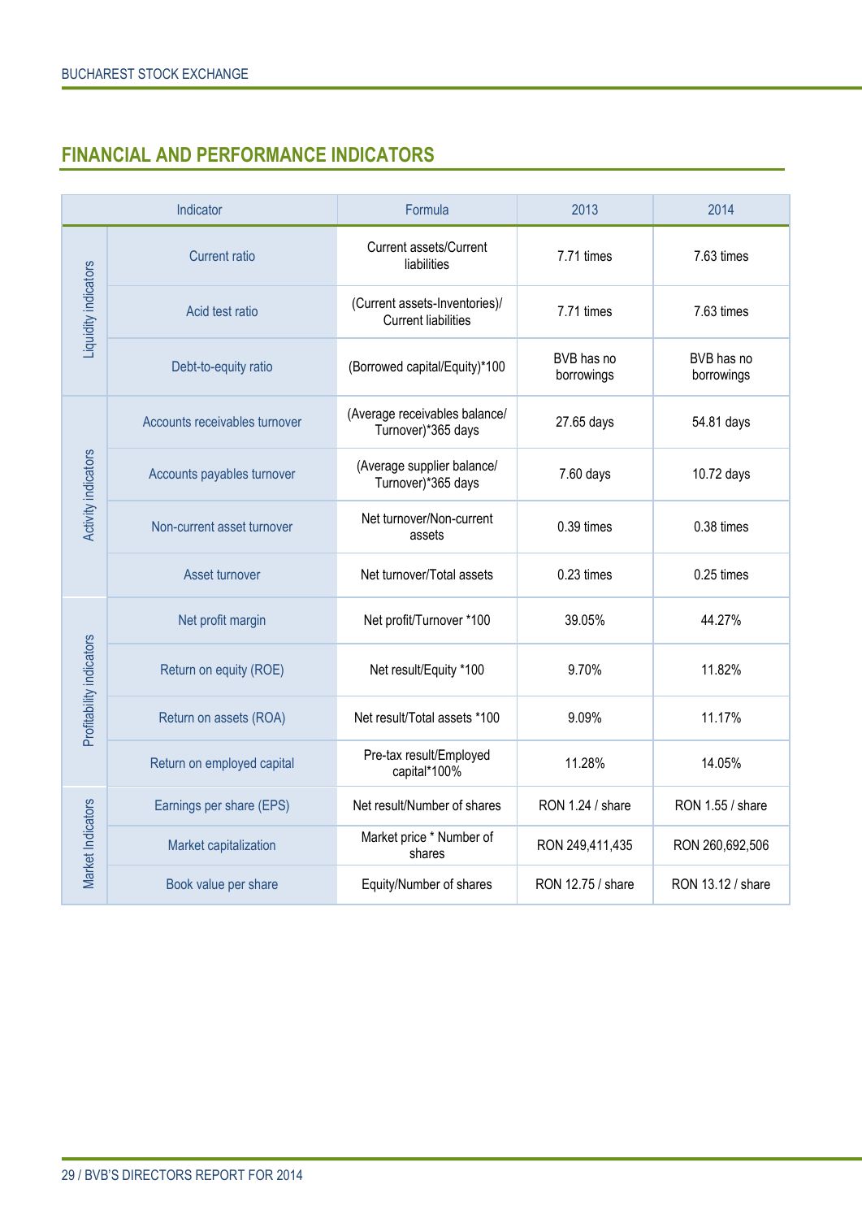## FINANCIAL AND PERFORMANCE INDICATORS

| | Indicator | Formula | 2013 | 2014 |
|---|---|---|---|---|
| Liquidity indicators | Current ratio | Current assets/Current liabilities | 7.71 times | 7.63 times |
| | Acid test ratio | (Current assets-Inventories)/ Current liabilities | 7.71 times | 7.63 times |
| | Debt-to-equity ratio | (Borrowed capital/Equity)*100 | BVB has no borrowings | BVB has no borrowings |
| Activity indicators | Accounts receivables turnover | (Average receivables balance/ Turnover)*365 days | 27.65 days | 54.81 days |
| | Accounts payables turnover | (Average supplier balance/ Turnover)*365 days | 7.60 days | 10.72 days |
| | Non-current asset turnover | Net turnover/Non-current assets | 0.39 times | 0.38 times |
| | Asset turnover | Net turnover/Total assets | 0.23 times | 0.25 times |
| Profitability indicators | Net profit margin | Net profit/Turnover *100 | 39.05% | 44.27% |
| | Return on equity (ROE) | Net result/Equity *100 | 9.70% | 11.82% |
| | Return on assets (ROA) | Net result/Total assets *100 | 9.09% | 11.17% |
| | Return on employed capital | Pre-tax result/Employed capital*100% | 11.28% | 14.05% |
| Market Indicators | Earnings per share (EPS) | Net result/Number of shares | RON 1.24 / share | RON 1.55 / share |
| | Market capitalization | Market price * Number of shares | RON 249,411,435 | RON 260,692,506 |
| | Book value per share | Equity/Number of shares | RON 12.75 / share | RON 13.12 / share |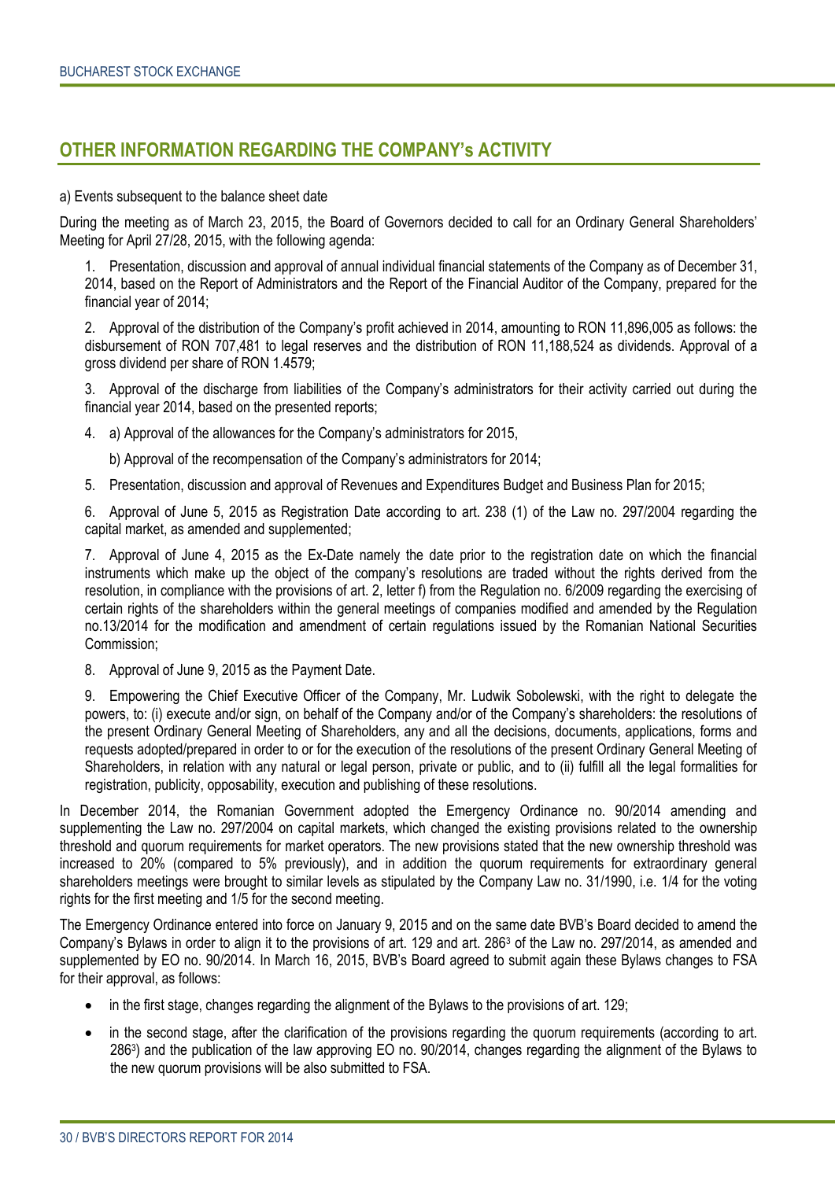## OTHER INFORMATION REGARDING THE COMPANY's ACTIVITY

a) Events subsequent to the balance sheet date

During the meeting as of March 23, 2015, the Board of Governors decided to call for an Ordinary General Shareholders' Meeting for April 27/28, 2015, with the following agenda:

1. Presentation, discussion and approval of annual individual financial statements of the Company as of December 31, 2014, based on the Report of Administrators and the Report of the Financial Auditor of the Company, prepared for the financial year of 2014;

2. Approval of the distribution of the Company's profit achieved in 2014, amounting to RON 11,896,005 as follows: the disbursement of RON 707,481 to legal reserves and the distribution of RON 11,188,524 as dividends. Approval of a gross dividend per share of RON 1.4579;

3. Approval of the discharge from liabilities of the Company's administrators for their activity carried out during the financial year 2014, based on the presented reports;

4. a) Approval of the allowances for the Company's administrators for 2015,

   b) Approval of the recompensation of the Company's administrators for 2014;

5. Presentation, discussion and approval of Revenues and Expenditures Budget and Business Plan for 2015;

6. Approval of June 5, 2015 as Registration Date according to art. 238 (1) of the Law no. 297/2004 regarding the capital market, as amended and supplemented;

7. Approval of June 4, 2015 as the Ex-Date namely the date prior to the registration date on which the financial instruments which make up the object of the company's resolutions are traded without the rights derived from the resolution, in compliance with the provisions of art. 2, letter f) from the Regulation no. 6/2009 regarding the exercising of certain rights of the shareholders within the general meetings of companies modified and amended by the Regulation no.13/2014 for the modification and amendment of certain regulations issued by the Romanian National Securities Commission;

8. Approval of June 9, 2015 as the Payment Date.

9. Empowering the Chief Executive Officer of the Company, Mr. Ludwik Sobolewski, with the right to delegate the powers, to: (i) execute and/or sign, on behalf of the Company and/or of the Company's shareholders: the resolutions of the present Ordinary General Meeting of Shareholders, any and all the decisions, documents, applications, forms and requests adopted/prepared in order to or for the execution of the resolutions of the present Ordinary General Meeting of Shareholders, in relation with any natural or legal person, private or public, and to (ii) fulfill all the legal formalities for registration, publicity, opposability, execution and publishing of these resolutions.

In December 2014, the Romanian Government adopted the Emergency Ordinance no. 90/2014 amending and supplementing the Law no. 297/2004 on capital markets, which changed the existing provisions related to the ownership threshold and quorum requirements for market operators. The new provisions stated that the new ownership threshold was increased to 20% (compared to 5% previously), and in addition the quorum requirements for extraordinary general shareholders meetings were brought to similar levels as stipulated by the Company Law no. 31/1990, i.e. 1/4 for the voting rights for the first meeting and 1/5 for the second meeting.

The Emergency Ordinance entered into force on January 9, 2015 and on the same date BVB's Board decided to amend the Company's Bylaws in order to align it to the provisions of art. 129 and art. 286[3] of the Law no. 297/2014, as amended and supplemented by EO no. 90/2014. In March 16, 2015, BVB's Board agreed to submit again these Bylaws changes to FSA for their approval, as follows:

- in the first stage, changes regarding the alignment of the Bylaws to the provisions of art. 129;
- in the second stage, after the clarification of the provisions regarding the quorum requirements (according to art. 286[3]) and the publication of the law approving EO no. 90/2014, changes regarding the alignment of the Bylaws to the new quorum provisions will be also submitted to FSA.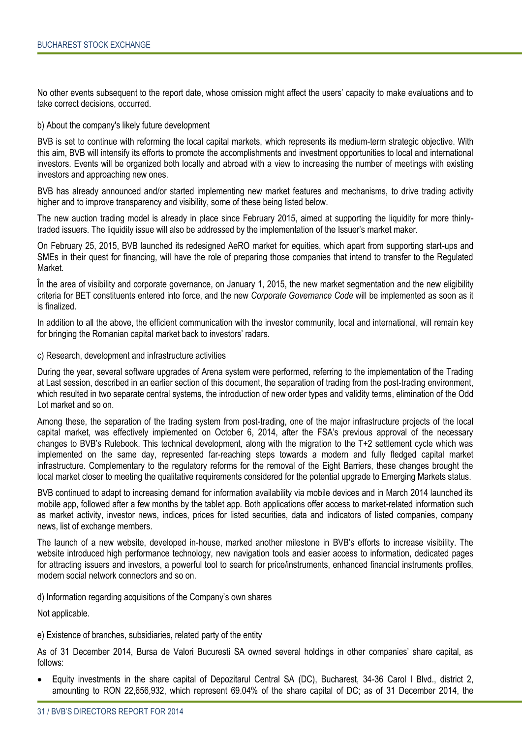No other events subsequent to the report date, whose omission might affect the users' capacity to make evaluations and to take correct decisions, occurred.

b) About the company's likely future development

BVB is set to continue with reforming the local capital markets, which represents its medium-term strategic objective. With this aim, BVB will intensify its efforts to promote the accomplishments and investment opportunities to local and international investors. Events will be organized both locally and abroad with a view to increasing the number of meetings with existing investors and approaching new ones.

BVB has already announced and/or started implementing new market features and mechanisms, to drive trading activity higher and to improve transparency and visibility, some of these being listed below.

The new auction trading model is already in place since February 2015, aimed at supporting the liquidity for more thinly-traded issuers. The liquidity issue will also be addressed by the implementation of the Issuer's market maker.

On February 25, 2015, BVB launched its redesigned AeRO market for equities, which apart from supporting start-ups and SMEs in their quest for financing, will have the role of preparing those companies that intend to transfer to the Regulated Market.

În the area of visibility and corporate governance, on January 1, 2015, the new market segmentation and the new eligibility criteria for BET constituents entered into force, and the new *Corporate Governance Code* will be implemented as soon as it is finalized.

In addition to all the above, the efficient communication with the investor community, local and international, will remain key for bringing the Romanian capital market back to investors' radars.

c) Research, development and infrastructure activities

During the year, several software upgrades of Arena system were performed, referring to the implementation of the Trading at Last session, described in an earlier section of this document, the separation of trading from the post-trading environment, which resulted in two separate central systems, the introduction of new order types and validity terms, elimination of the Odd Lot market and so on.

Among these, the separation of the trading system from post-trading, one of the major infrastructure projects of the local capital market, was effectively implemented on October 6, 2014, after the FSA's previous approval of the necessary changes to BVB's Rulebook. This technical development, along with the migration to the T+2 settlement cycle which was implemented on the same day, represented far-reaching steps towards a modern and fully fledged capital market infrastructure. Complementary to the regulatory reforms for the removal of the Eight Barriers, these changes brought the local market closer to meeting the qualitative requirements considered for the potential upgrade to Emerging Markets status.

BVB continued to adapt to increasing demand for information availability via mobile devices and in March 2014 launched its mobile app, followed after a few months by the tablet app. Both applications offer access to market-related information such as market activity, investor news, indices, prices for listed securities, data and indicators of listed companies, company news, list of exchange members.

The launch of a new website, developed in-house, marked another milestone in BVB's efforts to increase visibility. The website introduced high performance technology, new navigation tools and easier access to information, dedicated pages for attracting issuers and investors, a powerful tool to search for price/instruments, enhanced financial instruments profiles, modern social network connectors and so on.

d) Information regarding acquisitions of the Company's own shares

Not applicable.

e) Existence of branches, subsidiaries, related party of the entity

As of 31 December 2014, Bursa de Valori Bucuresti SA owned several holdings in other companies' share capital, as follows:

- Equity investments in the share capital of Depozitarul Central SA (DC), Bucharest, 34-36 Carol I Blvd., district 2, amounting to RON 22,656,932, which represent 69.04% of the share capital of DC; as of 31 December 2014, the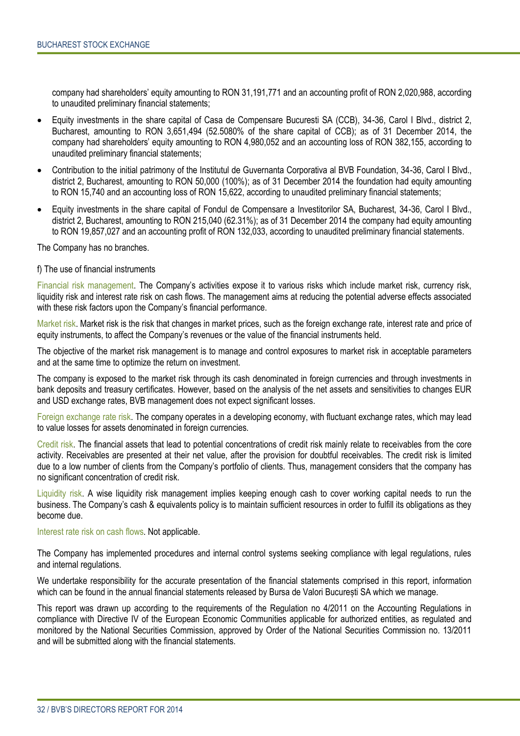company had shareholders' equity amounting to RON 31,191,771 and an accounting profit of RON 2,020,988, according to unaudited preliminary financial statements;

- Equity investments in the share capital of Casa de Compensare Bucuresti SA (CCB), 34-36, Carol I Blvd., district 2, Bucharest, amounting to RON 3,651,494 (52.5080% of the share capital of CCB); as of 31 December 2014, the company had shareholders' equity amounting to RON 4,980,052 and an accounting loss of RON 382,155, according to unaudited preliminary financial statements;
- Contribution to the initial patrimony of the Institutul de Guvernanta Corporativa al BVB Foundation, 34-36, Carol I Blvd., district 2, Bucharest, amounting to RON 50,000 (100%); as of 31 December 2014 the foundation had equity amounting to RON 15,740 and an accounting loss of RON 15,622, according to unaudited preliminary financial statements;
- Equity investments in the share capital of Fondul de Compensare a Investitorilor SA, Bucharest, 34-36, Carol I Blvd., district 2, Bucharest, amounting to RON 215,040 (62.31%); as of 31 December 2014 the company had equity amounting to RON 19,857,027 and an accounting profit of RON 132,033, according to unaudited preliminary financial statements.

The Company has no branches.

f) The use of financial instruments

Financial risk management. The Company's activities expose it to various risks which include market risk, currency risk, liquidity risk and interest rate risk on cash flows. The management aims at reducing the potential adverse effects associated with these risk factors upon the Company's financial performance.

Market risk. Market risk is the risk that changes in market prices, such as the foreign exchange rate, interest rate and price of equity instruments, to affect the Company's revenues or the value of the financial instruments held.

The objective of the market risk management is to manage and control exposures to market risk in acceptable parameters and at the same time to optimize the return on investment.

The company is exposed to the market risk through its cash denominated in foreign currencies and through investments in bank deposits and treasury certificates. However, based on the analysis of the net assets and sensitivities to changes EUR and USD exchange rates, BVB management does not expect significant losses.

Foreign exchange rate risk. The company operates in a developing economy, with fluctuant exchange rates, which may lead to value losses for assets denominated in foreign currencies.

Credit risk. The financial assets that lead to potential concentrations of credit risk mainly relate to receivables from the core activity. Receivables are presented at their net value, after the provision for doubtful receivables. The credit risk is limited due to a low number of clients from the Company's portfolio of clients. Thus, management considers that the company has no significant concentration of credit risk.

Liquidity risk. A wise liquidity risk management implies keeping enough cash to cover working capital needs to run the business. The Company's cash & equivalents policy is to maintain sufficient resources in order to fulfill its obligations as they become due.

Interest rate risk on cash flows. Not applicable.

The Company has implemented procedures and internal control systems seeking compliance with legal regulations, rules and internal regulations.

We undertake responsibility for the accurate presentation of the financial statements comprised in this report, information which can be found in the annual financial statements released by Bursa de Valori București SA which we manage.

This report was drawn up according to the requirements of the Regulation no 4/2011 on the Accounting Regulations in compliance with Directive IV of the European Economic Communities applicable for authorized entities, as regulated and monitored by the National Securities Commission, approved by Order of the National Securities Commission no. 13/2011 and will be submitted along with the financial statements.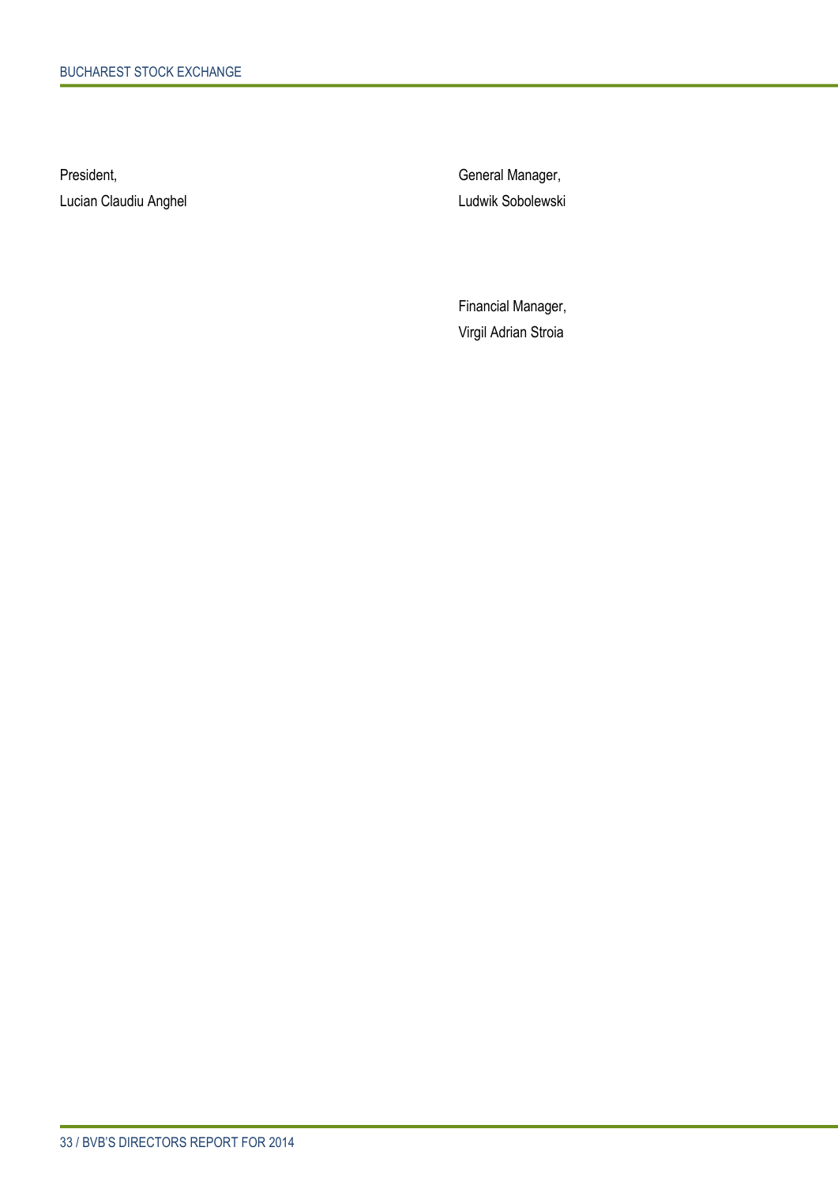President,
Lucian Claudiu Anghel

General Manager,
Ludwik Sobolewski

Financial Manager,
Virgil Adrian Stroia